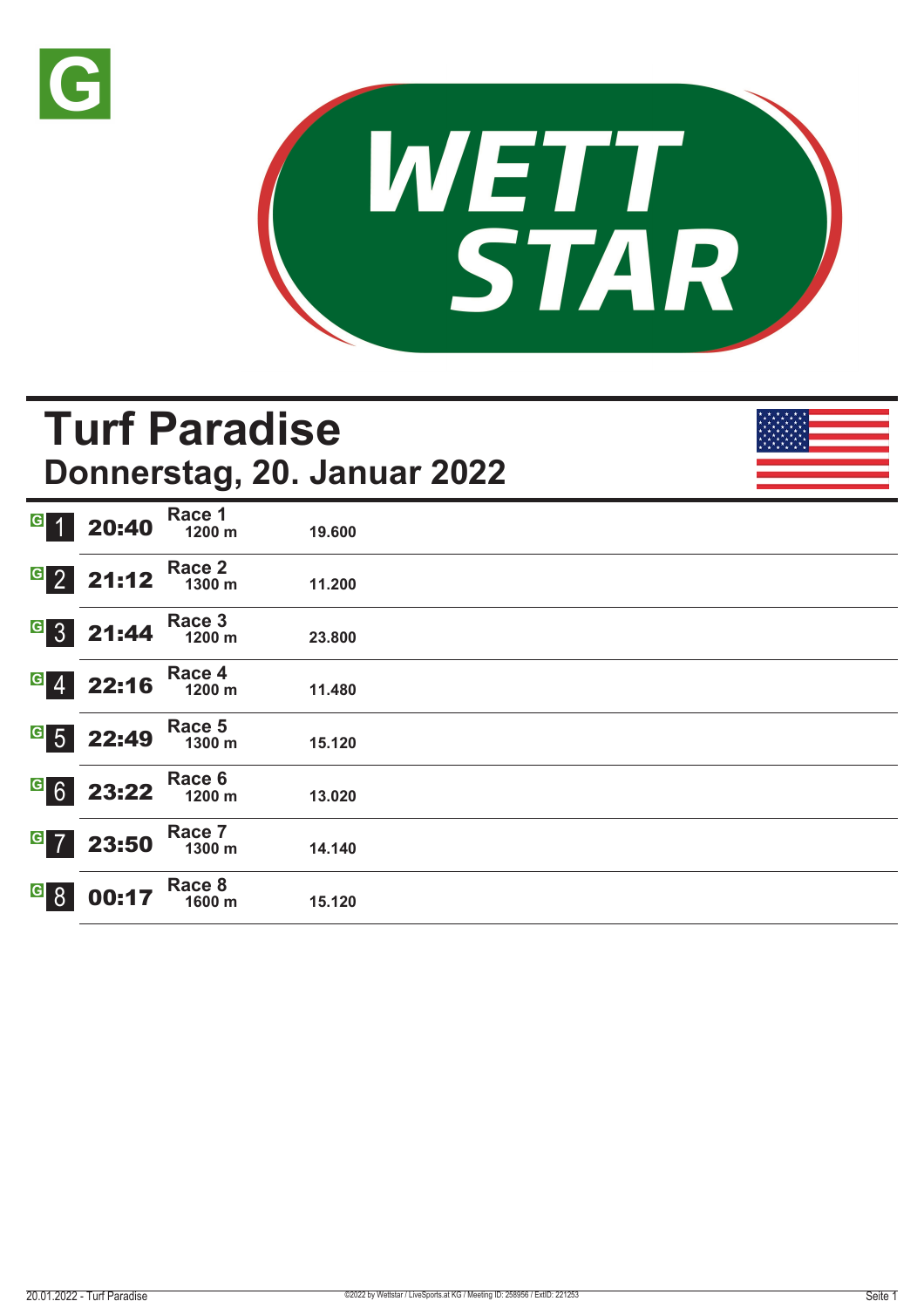# Turf Paradise

## Donnerstag, 20. Januar 2022

| | Zeit | Rennen | Distanz | Preisgeld |
|---|---|---|---|---|
| 1 | 20:40 | Race 1 | 1200 m | 19.600 |
| 2 | 21:12 | Race 2 | 1300 m | 11.200 |
| 3 | 21:44 | Race 3 | 1200 m | 23.800 |
| 4 | 22:16 | Race 4 | 1200 m | 11.480 |
| 5 | 22:49 | Race 5 | 1300 m | 15.120 |
| 6 | 23:22 | Race 6 | 1200 m | 13.020 |
| 7 | 23:50 | Race 7 | 1300 m | 14.140 |
| 8 | 00:17 | Race 8 | 1600 m | 15.120 |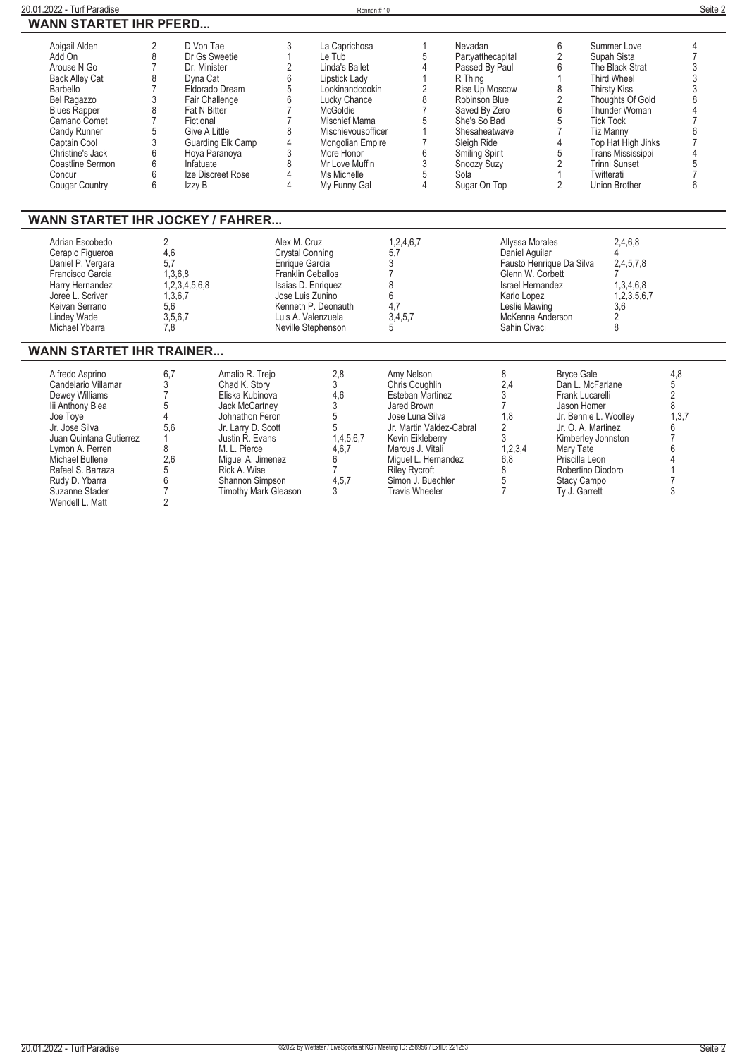## WANN STARTET IHR PFERD...

| Pferd | Rennen | Pferd | Rennen | Pferd | Rennen | Pferd | Rennen | Pferd | Rennen |
|---|---|---|---|---|---|---|---|---|---|
| Abigail Alden | 2 | D Von Tae | 3 | La Caprichosa | 1 | Nevadan | 6 | Summer Love | 4 |
| Add On | 8 | Dr Gs Sweetie | 1 | Le Tub | 5 | Partyatthecapital | 2 | Supah Sista | 7 |
| Arouse N Go | 7 | Dr. Minister | 2 | Linda's Ballet | 4 | Passed By Paul | 6 | The Black Strat | 3 |
| Back Alley Cat | 8 | Dyna Cat | 6 | Lipstick Lady | 1 | R Thing | 1 | Third Wheel | 3 |
| Barbello | 7 | Eldorado Dream | 5 | Lookinandcookin | 2 | Rise Up Moscow | 8 | Thirsty Kiss | 3 |
| Bel Ragazzo | 3 | Fair Challenge | 6 | Lucky Chance | 8 | Robinson Blue | 2 | Thoughts Of Gold | 8 |
| Blues Rapper | 8 | Fat N Bitter | 7 | McGoldie | 7 | Saved By Zero | 6 | Thunder Woman | 4 |
| Camano Comet | 7 | Fictional | 7 | Mischief Mama | 5 | She's So Bad | 5 | Tick Tock | 7 |
| Candy Runner | 5 | Give A Little | 8 | Mischievousofficer | 1 | Shesaheatwave | 7 | Tiz Manny | 6 |
| Captain Cool | 3 | Guarding Elk Camp | 4 | Mongolian Empire | 7 | Sleigh Ride | 4 | Top Hat High Jinks | 7 |
| Christine's Jack | 6 | Hoya Paranoya | 3 | More Honor | 6 | Smiling Spirit | 5 | Trans Mississippi | 4 |
| Coastline Sermon | 6 | Infatuate | 8 | Mr Love Muffin | 3 | Snoozy Suzy | 2 | Trinni Sunset | 5 |
| Concur | 6 | Ize Discreet Rose | 4 | Ms Michelle | 5 | Sola | 1 | Twitterati | 7 |
| Cougar Country | 6 | Izzy B | 4 | My Funny Gal | 4 | Sugar On Top | 2 | Union Brother | 6 |

## WANN STARTET IHR JOCKEY / FAHRER...

| Jockey | Rennen | Jockey | Rennen | Jockey | Rennen |
|---|---|---|---|---|---|
| Adrian Escobedo | 2 | Alex M. Cruz | 1,2,4,6,7 | Allyssa Morales | 2,4,6,8 |
| Cerapio Figueroa | 4,6 | Crystal Conning | 5,7 | Daniel Aguilar | 4 |
| Daniel P. Vergara | 5,7 | Enrique Garcia | 3 | Fausto Henrique Da Silva | 2,4,5,7,8 |
| Francisco Garcia | 1,3,6,8 | Franklin Ceballos | 7 | Glenn W. Corbett | 7 |
| Harry Hernandez | 1,2,3,4,5,6,8 | Isaias D. Enriquez | 8 | Israel Hernandez | 1,3,4,6,8 |
| Joree L. Scriver | 1,3,6,7 | Jose Luis Zunino | 6 | Karlo Lopez | 1,2,3,5,6,7 |
| Keivan Serrano | 5,6 | Kenneth P. Deonauth | 4,7 | Leslie Mawing | 3,6 |
| Lindey Wade | 3,5,6,7 | Luis A. Valenzuela | 3,4,5,7 | McKenna Anderson | 2 |
| Michael Ybarra | 7,8 | Neville Stephenson | 5 | Sahin Civaci | 8 |

## WANN STARTET IHR TRAINER...

| Trainer | Rennen | Trainer | Rennen | Trainer | Rennen | Trainer | Rennen |
|---|---|---|---|---|---|---|---|
| Alfredo Asprino | 6,7 | Amalio R. Trejo | 2,8 | Amy Nelson | 8 | Bryce Gale | 4,8 |
| Candelario Villamar | 3 | Chad K. Story | 3 | Chris Coughlin | 2,4 | Dan L. McFarlane | 5 |
| Dewey Williams | 7 | Eliska Kubinova | 4,6 | Esteban Martinez | 3 | Frank Lucarelli | 2 |
| Iii Anthony Blea | 5 | Jack McCartney | 3 | Jared Brown | 7 | Jason Homer | 8 |
| Joe Toye | 4 | Johnathon Feron | 5 | Jose Luna Silva | 1,8 | Jr. Bennie L. Woolley | 1,3,7 |
| Jr. Jose Silva | 5,6 | Jr. Larry D. Scott | 5 | Jr. Martin Valdez-Cabral | 2 | Jr. O. A. Martinez | 6 |
| Juan Quintana Gutierrez | 1 | Justin R. Evans | 1,4,5,6,7 | Kevin Eikleberry | 3 | Kimberley Johnston | 7 |
| Lymon A. Perren | 8 | M. L. Pierce | 4,6,7 | Marcus J. Vitali | 1,2,3,4 | Mary Tate | 6 |
| Michael Bullene | 2,6 | Miguel A. Jimenez | 6 | Miguel L. Hernandez | 6,8 | Priscilla Leon | 4 |
| Rafael S. Barraza | 5 | Rick A. Wise | 7 | Riley Rycroft | 8 | Robertino Diodoro | 1 |
| Rudy D. Ybarra | 6 | Shannon Simpson | 4,5,7 | Simon J. Buechler | 5 | Stacy Campo | 7 |
| Suzanne Stader | 7 | Timothy Mark Gleason | 3 | Travis Wheeler | 7 | Ty J. Garrett | 3 |
| Wendell L. Matt | 2 | | | | | | |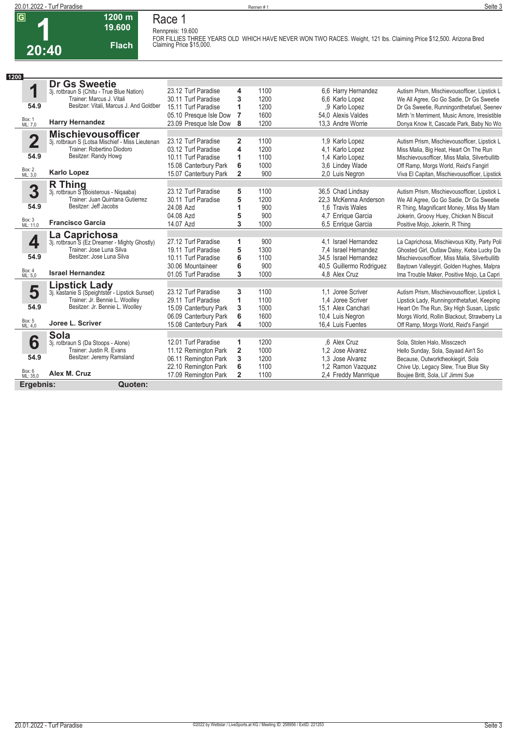**G**

# 1

**20:40**

**1200 m**
**19.600**
**Flach**

## Race 1

Rennpreis: 19.600

FOR FILLIES THREE YEARS OLD WHICH HAVE NEVER WON TWO RACES. Weight, 121 lbs. Claiming Price $12,500. Arizona Bred Claiming Price $15,000.

**1200**

| Nr. | Pferd | Datum / Bahn | Pl. | Dist. | Quote / Jockey | Einlauf |
|---|---|---|---|---|---|---|
| **1** | **Dr Gs Sweetie** | 23.12 Turf Paradise | 4 | 1100 | 6,6 Harry Hernandez | Autism Prism, Mischievousofficer, Lipstick L |
| | 3j. rotbraun S (Chitu - True Blue Nation) | 30.11 Turf Paradise | 3 | 1200 | 6,6 Karlo Lopez | We All Agree, Go Go Sadie, Dr Gs Sweetie |
| 54.9 | Trainer: Marcus J. Vitali | 15.11 Turf Paradise | 1 | 1200 | ,9 Karlo Lopez | Dr Gs Sweetie, Runningonthetafuel, Seenev |
| Box: 1 ML: 7,0 | Besitzer: Vitali, Marcus J. And Goldber | 05.10 Presque Isle Dow | 7 | 1600 | 54,0 Alexis Valdes | Mirth 'n Merriment, Music Amore, Irresistible |
| | **Harry Hernandez** | 23.09 Presque Isle Dow | 8 | 1200 | 13,3 Andre Worrie | Donya Know It, Cascade Park, Baby No Wo |
| **2** | **Mischievousofficer** | 23.12 Turf Paradise | 2 | 1100 | 1,9 Karlo Lopez | Autism Prism, Mischievousofficer, Lipstick L |
| | 3j. rotbraun S (Lotsa Mischief - Miss Lieutenan | 03.12 Turf Paradise | 4 | 1200 | 4,1 Karlo Lopez | Miss Malia, Big Heat, Heart On The Run |
| 54.9 | Trainer: Robertino Diodoro | 10.11 Turf Paradise | 1 | 1100 | 1,4 Karlo Lopez | Mischievousofficer, Miss Malia, Silverbullitb |
| Box: 2 ML: 3,0 | Besitzer: Randy Howg | 15.08 Canterbury Park | 6 | 1000 | 3,6 Lindey Wade | Off Ramp, Morgs World, Reid's Fangirl |
| | **Karlo Lopez** | 15.07 Canterbury Park | 2 | 900 | 2,0 Luis Negron | Viva El Capitan, Mischievousofficer, Lipstick |
| **3** | **R Thing** | 23.12 Turf Paradise | 5 | 1100 | 36,5 Chad Lindsay | Autism Prism, Mischievousofficer, Lipstick L |
| | 3j. rotbraun S (Boisterous - Niqaaba) | 30.11 Turf Paradise | 5 | 1200 | 22,3 McKenna Anderson | We All Agree, Go Go Sadie, Dr Gs Sweetie |
| 54.9 | Trainer: Juan Quintana Gutierrez | 24.08 Azd | 1 | 900 | 1,6 Travis Wales | R Thing, Magnificant Money, Miss My Mam |
| Box: 3 ML: 11,0 | Besitzer: Jeff Jacobs | 04.08 Azd | 5 | 900 | 4,7 Enrique Garcia | Jokerin, Groovy Huey, Chicken N Biscuit |
| | **Francisco Garcia** | 14.07 Azd | 3 | 1000 | 6,5 Enrique Garcia | Positive Mojo, Jokerin, R Thing |
| **4** | **La Caprichosa** | 27.12 Turf Paradise | 1 | 900 | 4,1 Israel Hernandez | La Caprichosa, Mischievous Kitty, Party Poli |
| | 3j. rotbraun S (Ez Dreamer - Mighty Ghostly) | 19.11 Turf Paradise | 5 | 1300 | 7,4 Israel Hernandez | Ghosted Girl, Outlaw Daisy, Keba Lucky Da |
| 54.9 | Trainer: Jose Luna Silva | 10.11 Turf Paradise | 6 | 1100 | 34,5 Israel Hernandez | Mischievousofficer, Miss Malia, Silverbullitb |
| Box: 4 ML: 5,0 | Besitzer: Jose Luna Silva | 30.06 Mountaineer | 6 | 900 | 40,5 Guillermo Rodriguez | Baytown Valleygirl, Golden Hughes, Malpra |
| | **Israel Hernandez** | 01.05 Turf Paradise | 3 | 1000 | 4,8 Alex Cruz | Ima Trouble Maker, Positive Mojo, La Capri |
| **5** | **Lipstick Lady** | 23.12 Turf Paradise | 3 | 1100 | 1,1 Joree Scriver | Autism Prism, Mischievousofficer, Lipstick L |
| | 3j. kastanie S (Speightster - Lipstick Sunset) | 29.11 Turf Paradise | 1 | 1100 | 1,4 Joree Scriver | Lipstick Lady, Runningonthetafuel, Keeping |
| 54.9 | Trainer: Jr. Bennie L. Woolley | 15.09 Canterbury Park | 3 | 1000 | 15,1 Alex Canchari | Heart On The Run, Sky High Susan, Lipstic |
| Box: 5 ML: 4,0 | Besitzer: Jr. Bennie L. Woolley | 06.09 Canterbury Park | 6 | 1600 | 10,4 Luis Negron | Morgs World, Rollin Blackout, Strawberry La |
| | **Joree L. Scriver** | 15.08 Canterbury Park | 4 | 1000 | 16,4 Luis Fuentes | Off Ramp, Morgs World, Reid's Fangirl |
| **6** | **Sola** | 12.01 Turf Paradise | 1 | 1200 | ,6 Alex Cruz | Sola, Stolen Halo, Missczech |
| | 3j. rotbraun S (Da Stoops - Alone) | 11.12 Remington Park | 2 | 1000 | 1,2 Jose Alvarez | Hello Sunday, Sola, Sayaad Ain't So |
| 54.9 | Trainer: Justin R. Evans | 06.11 Remington Park | 3 | 1200 | 1,3 Jose Alvarez | Because, Outworktheokiegirl, Sola |
| Box: 6 ML: 35,0 | Besitzer: Jeremy Ramsland | 22.10 Remington Park | 6 | 1100 | 1,2 Ramon Vazquez | Chive Up, Legacy Slew, True Blue Sky |
| | **Alex M. Cruz** | 17.09 Remington Park | 2 | 1100 | 2,4 Freddy Manrrique | Boujee Britt, Sola, Lil' Jimmi Sue |

**Ergebnis:** **Quoten:**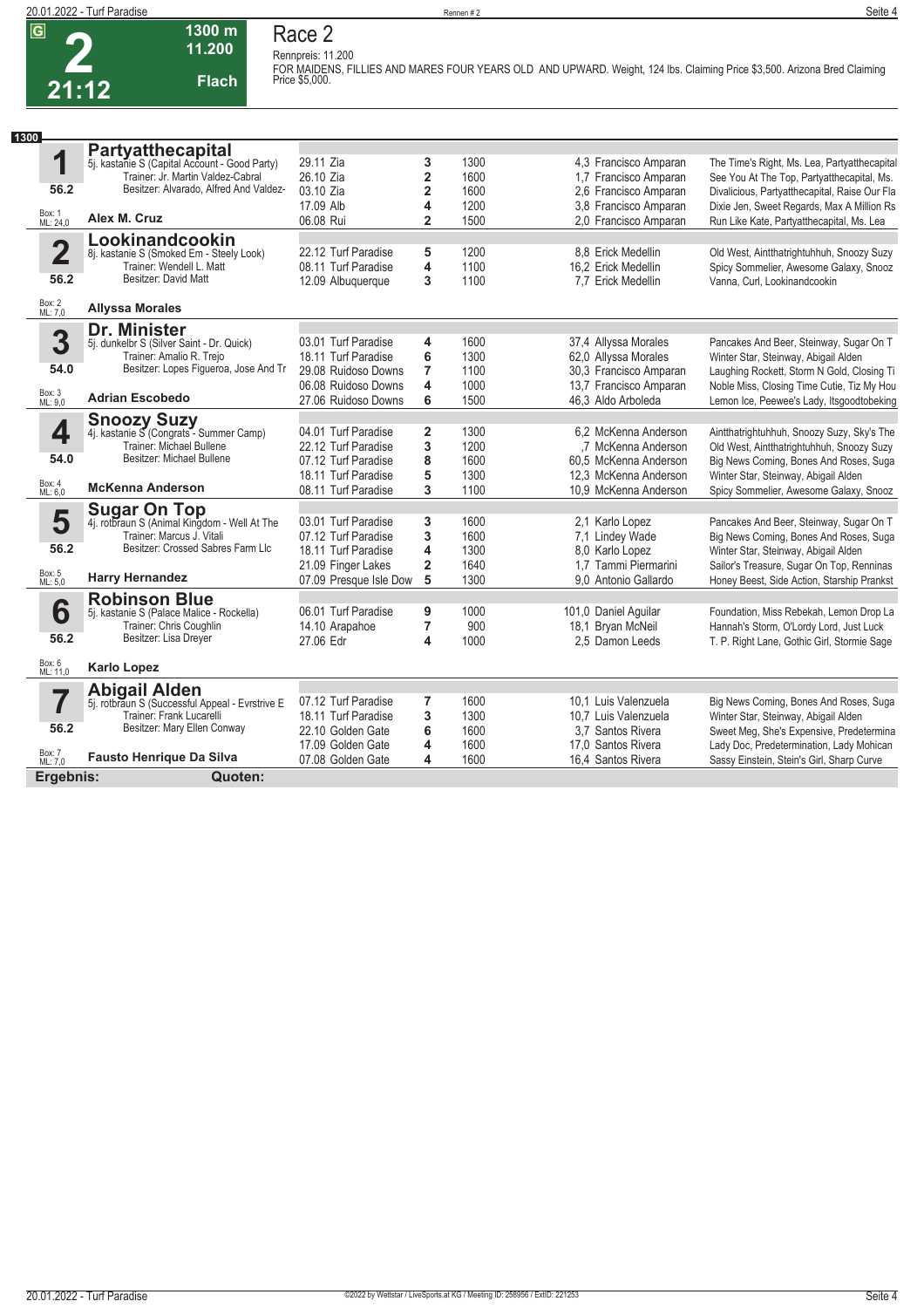# Race 2

**G** **2** **21:12** — 1300 m — 11.200 — Flach

Rennpreis: 11.200

FOR MAIDENS, FILLIES AND MARES FOUR YEARS OLD AND UPWARD. Weight, 124 lbs. Claiming Price $3,500. Arizona Bred Claiming Price $5,000.

**1300**

## 1 Partyatthecapital
5j. kastanie S (Capital Account - Good Party)
Trainer: Jr. Martin Valdez-Cabral
Besitzer: Alvarado, Alfred And Valdez-
56.2 — Box: 1 — ML: 24,0
**Alex M. Cruz**

| Datum | Platz | Distanz | Quote / Jockey | Einlauf |
|---|---|---|---|---|
| 29.11 Zia | 3 | 1300 | 4,3 Francisco Amparan | The Time's Right, Ms. Lea, Partyatthecapital |
| 26.10 Zia | 2 | 1600 | 1,7 Francisco Amparan | See You At The Top, Partyatthecapital, Ms. |
| 03.10 Zia | 2 | 1600 | 2,6 Francisco Amparan | Divalicious, Partyatthecapital, Raise Our Fla |
| 17.09 Alb | 4 | 1200 | 3,8 Francisco Amparan | Dixie Jen, Sweet Regards, Max A Million Rs |
| 06.08 Rui | 2 | 1500 | 2,0 Francisco Amparan | Run Like Kate, Partyatthecapital, Ms. Lea |

## 2 Lookinandcookin
8j. kastanie S (Smoked Em - Steely Look)
Trainer: Wendell L. Matt
Besitzer: David Matt
56.2 — Box: 2 — ML: 7,0
**Allyssa Morales**

| Datum | Platz | Distanz | Quote / Jockey | Einlauf |
|---|---|---|---|---|
| 22.12 Turf Paradise | 5 | 1200 | 8,8 Erick Medellin | Old West, Aintthatrightuhhuh, Snoozy Suzy |
| 08.11 Turf Paradise | 4 | 1100 | 16,2 Erick Medellin | Spicy Sommelier, Awesome Galaxy, Snooz |
| 12.09 Albuquerque | 3 | 1100 | 7,7 Erick Medellin | Vanna, Curl, Lookinandcookin |

## 3 Dr. Minister
5j. dunkelbr S (Silver Saint - Dr. Quick)
Trainer: Amalio R. Trejo
Besitzer: Lopes Figueroa, Jose And Tr
54.0 — Box: 3 — ML: 9,0
**Adrian Escobedo**

| Datum | Platz | Distanz | Quote / Jockey | Einlauf |
|---|---|---|---|---|
| 03.01 Turf Paradise | 4 | 1600 | 37,4 Allyssa Morales | Pancakes And Beer, Steinway, Sugar On T |
| 18.11 Turf Paradise | 6 | 1300 | 62,0 Allyssa Morales | Winter Star, Steinway, Abigail Alden |
| 29.08 Ruidoso Downs | 7 | 1100 | 30,3 Francisco Amparan | Laughing Rockett, Storm N Gold, Closing Ti |
| 06.08 Ruidoso Downs | 4 | 1000 | 13,7 Francisco Amparan | Noble Miss, Closing Time Cutie, Tiz My Hou |
| 27.06 Ruidoso Downs | 6 | 1500 | 46,3 Aldo Arboleda | Lemon Ice, Peewee's Lady, Itsgoodtobeking |

## 4 Snoozy Suzy
4j. kastanie S (Congrats - Summer Camp)
Trainer: Michael Bullene
Besitzer: Michael Bullene
54.0 — Box: 4 — ML: 6,0
**McKenna Anderson**

| Datum | Platz | Distanz | Quote / Jockey | Einlauf |
|---|---|---|---|---|
| 04.01 Turf Paradise | 2 | 1300 | 6,2 McKenna Anderson | Aintthatrightuhhuh, Snoozy Suzy, Sky's The |
| 22.12 Turf Paradise | 3 | 1200 | ,7 McKenna Anderson | Old West, Aintthatrightuhhuh, Snoozy Suzy |
| 07.12 Turf Paradise | 8 | 1600 | 60,5 McKenna Anderson | Big News Coming, Bones And Roses, Suga |
| 18.11 Turf Paradise | 5 | 1300 | 12,3 McKenna Anderson | Winter Star, Steinway, Abigail Alden |
| 08.11 Turf Paradise | 3 | 1100 | 10,9 McKenna Anderson | Spicy Sommelier, Awesome Galaxy, Snooz |

## 5 Sugar On Top
4j. rotbraun S (Animal Kingdom - Well At The
Trainer: Marcus J. Vitali
Besitzer: Crossed Sabres Farm Llc
56.2 — Box: 5 — ML: 5,0
**Harry Hernandez**

| Datum | Platz | Distanz | Quote / Jockey | Einlauf |
|---|---|---|---|---|
| 03.01 Turf Paradise | 3 | 1600 | 2,1 Karlo Lopez | Pancakes And Beer, Steinway, Sugar On T |
| 07.12 Turf Paradise | 3 | 1600 | 7,1 Lindey Wade | Big News Coming, Bones And Roses, Suga |
| 18.11 Turf Paradise | 4 | 1300 | 8,0 Karlo Lopez | Winter Star, Steinway, Abigail Alden |
| 21.09 Finger Lakes | 2 | 1640 | 1,7 Tammi Piermarini | Sailor's Treasure, Sugar On Top, Renninas |
| 07.09 Presque Isle Dow | 5 | 1300 | 9,0 Antonio Gallardo | Honey Beest, Side Action, Starship Prankst |

## 6 Robinson Blue
5j. kastanie S (Palace Malice - Rockella)
Trainer: Chris Coughlin
Besitzer: Lisa Dreyer
56.2 — Box: 6 — ML: 11,0
**Karlo Lopez**

| Datum | Platz | Distanz | Quote / Jockey | Einlauf |
|---|---|---|---|---|
| 06.01 Turf Paradise | 9 | 1000 | 101,0 Daniel Aguilar | Foundation, Miss Rebekah, Lemon Drop La |
| 14.10 Arapahoe | 7 | 900 | 18,1 Bryan McNeil | Hannah's Storm, O'Lordy Lord, Just Luck |
| 27.06 Edr | 4 | 1000 | 2,5 Damon Leeds | T. P. Right Lane, Gothic Girl, Stormie Sage |

## 7 Abigail Alden
5j. rotbraun S (Successful Appeal - Evrstrive E
Trainer: Frank Lucarelli
Besitzer: Mary Ellen Conway
56.2 — Box: 7 — ML: 7,0
**Fausto Henrique Da Silva**

| Datum | Platz | Distanz | Quote / Jockey | Einlauf |
|---|---|---|---|---|
| 07.12 Turf Paradise | 7 | 1600 | 10,1 Luis Valenzuela | Big News Coming, Bones And Roses, Suga |
| 18.11 Turf Paradise | 3 | 1300 | 10,7 Luis Valenzuela | Winter Star, Steinway, Abigail Alden |
| 22.10 Golden Gate | 6 | 1600 | 3,7 Santos Rivera | Sweet Meg, She's Expensive, Predetermina |
| 17.09 Golden Gate | 4 | 1600 | 17,0 Santos Rivera | Lady Doc, Predetermination, Lady Mohican |
| 07.08 Golden Gate | 4 | 1600 | 16,4 Santos Rivera | Sassy Einstein, Stein's Girl, Sharp Curve |

**Ergebnis:** **Quoten:**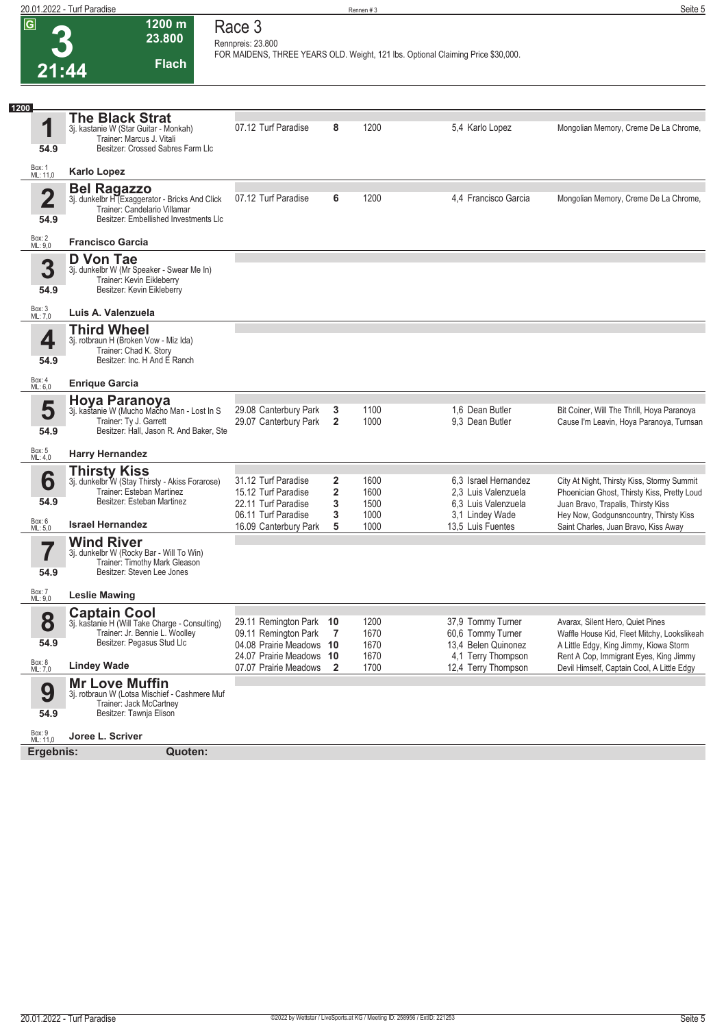# Race 3

**3** | 21:44 | 1200 m | 23.800 | Flach

Rennpreis: 23.800

FOR MAIDENS, THREE YEARS OLD. Weight, 121 lbs. Optional Claiming Price $30,000.

## 1200

### 1 The Black Strat
3j. kastanie W (Star Guitar - Monkah)
Trainer: Marcus J. Vitali
Besitzer: Crossed Sabres Farm Llc
54.9
Box: 1 ML: 11,0
**Karlo Lopez**

| Datum | Bahn | Platz | Distanz | Quote | Jockey | Einlauf |
|---|---|---|---|---|---|---|
| 07.12 | Turf Paradise | 8 | 1200 | 5,4 | Karlo Lopez | Mongolian Memory, Creme De La Chrome, |

### 2 Bel Ragazzo
3j. dunkelbr H (Exaggerator - Bricks And Click
Trainer: Candelario Villamar
Besitzer: Embellished Investments Llc
54.9
Box: 2 ML: 9,0
**Francisco Garcia**

| Datum | Bahn | Platz | Distanz | Quote | Jockey | Einlauf |
|---|---|---|---|---|---|---|
| 07.12 | Turf Paradise | 6 | 1200 | 4,4 | Francisco Garcia | Mongolian Memory, Creme De La Chrome, |

### 3 D Von Tae
3j. dunkelbr W (Mr Speaker - Swear Me In)
Trainer: Kevin Eikleberry
Besitzer: Kevin Eikleberry
54.9
Box: 3 ML: 7,0
**Luis A. Valenzuela**

### 4 Third Wheel
3j. rotbraun H (Broken Vow - Miz Ida)
Trainer: Chad K. Story
Besitzer: Inc. H And E Ranch
54.9
Box: 4 ML: 6,0
**Enrique Garcia**

### 5 Hoya Paranoya
3j. kastanie W (Mucho Macho Man - Lost In S
Trainer: Ty J. Garrett
Besitzer: Hall, Jason R. And Baker, Ste
54.9
Box: 5 ML: 4,0
**Harry Hernandez**

| Datum | Bahn | Platz | Distanz | Quote | Jockey | Einlauf |
|---|---|---|---|---|---|---|
| 29.08 | Canterbury Park | 3 | 1100 | 1,6 | Dean Butler | Bit Coiner, Will The Thrill, Hoya Paranoya |
| 29.07 | Canterbury Park | 2 | 1000 | 9,3 | Dean Butler | Cause I'm Leavin, Hoya Paranoya, Turnsan |

### 6 Thirsty Kiss
3j. dunkelbr W (Stay Thirsty - Akiss Forarose)
Trainer: Esteban Martinez
Besitzer: Esteban Martinez
54.9
Box: 6 ML: 5,0
**Israel Hernandez**

| Datum | Bahn | Platz | Distanz | Quote | Jockey | Einlauf |
|---|---|---|---|---|---|---|
| 31.12 | Turf Paradise | 2 | 1600 | 6,3 | Israel Hernandez | City At Night, Thirsty Kiss, Stormy Summit |
| 15.12 | Turf Paradise | 2 | 1600 | 2,3 | Luis Valenzuela | Phoenician Ghost, Thirsty Kiss, Pretty Loud |
| 22.11 | Turf Paradise | 3 | 1500 | 6,3 | Luis Valenzuela | Juan Bravo, Trapalis, Thirsty Kiss |
| 06.11 | Turf Paradise | 3 | 1000 | 3,1 | Lindey Wade | Hey Now, Godgunsncountry, Thirsty Kiss |
| 16.09 | Canterbury Park | 5 | 1000 | 13,5 | Luis Fuentes | Saint Charles, Juan Bravo, Kiss Away |

### 7 Wind River
3j. dunkelbr W (Rocky Bar - Will To Win)
Trainer: Timothy Mark Gleason
Besitzer: Steven Lee Jones
54.9
Box: 7 ML: 9,0
**Leslie Mawing**

### 8 Captain Cool
3j. kastanie H (Will Take Charge - Consulting)
Trainer: Jr. Bennie L. Woolley
Besitzer: Pegasus Stud Llc
54.9
Box: 8 ML: 7,0
**Lindey Wade**

| Datum | Bahn | Platz | Distanz | Quote | Jockey | Einlauf |
|---|---|---|---|---|---|---|
| 29.11 | Remington Park | 10 | 1200 | 37,9 | Tommy Turner | Avarax, Silent Hero, Quiet Pines |
| 09.11 | Remington Park | 7 | 1670 | 60,6 | Tommy Turner | Waffle House Kid, Fleet Mitchy, Lookslikeah |
| 04.08 | Prairie Meadows | 10 | 1670 | 13,4 | Belen Quinonez | A Little Edgy, King Jimmy, Kiowa Storm |
| 24.07 | Prairie Meadows | 10 | 1670 | 4,1 | Terry Thompson | Rent A Cop, Immigrant Eyes, King Jimmy |
| 07.07 | Prairie Meadows | 2 | 1700 | 12,4 | Terry Thompson | Devil Himself, Captain Cool, A Little Edgy |

### 9 Mr Love Muffin
3j. rotbraun W (Lotsa Mischief - Cashmere Muf
Trainer: Jack McCartney
Besitzer: Tawnja Elison
54.9
Box: 9 ML: 11,0
**Joree L. Scriver**

**Ergebnis:** **Quoten:**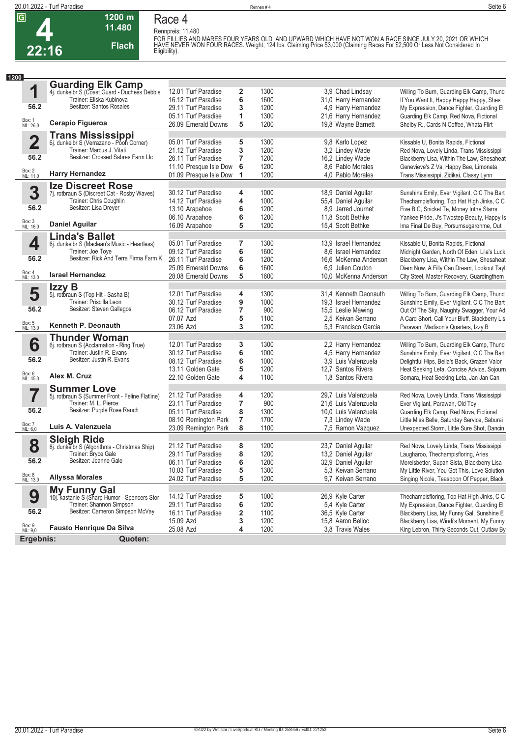# Race 4

**4** — 22:16 — 1200 m — 11.480 — Flach

Rennpreis: 11.480

FOR FILLIES AND MARES FOUR YEARS OLD AND UPWARD WHICH HAVE NOT WON A RACE SINCE JULY 20, 2021 OR WHICH HAVE NEVER WON FOUR RACES. Weight, 124 lbs. Claiming Price $3,000 (Claiming Races For $2,500 Or Less Not Considered In Eligibility).

**1200**

### 1 Guarding Elk Camp
4j. dunkelbr S (Coast Guard - Duchess Debbie)
Trainer: Eliska Kubinova
Besitzer: Santos Rosales
56.2 — Box: 1 — ML: 26,0
**Cerapio Figueroa**

| Datum | Rennbahn | Pl. | Distanz | Quote | Jockey | Einlauf |
|---|---|---|---|---|---|---|
| 12.01 | Turf Paradise | 2 | 1300 | 3,9 | Chad Lindsay | Willing To Burn, Guarding Elk Camp, Thund |
| 16.12 | Turf Paradise | 6 | 1600 | 31,0 | Harry Hernandez | If You Want It, Happy Happy Happy, Shes |
| 29.11 | Turf Paradise | 3 | 1200 | 4,9 | Harry Hernandez | My Expression, Dance Fighter, Guarding El |
| 05.11 | Turf Paradise | 1 | 1300 | 21,6 | Harry Hernandez | Guarding Elk Camp, Red Nova, Fictional |
| 26.09 | Emerald Downs | 5 | 1200 | 19,8 | Wayne Barnett | Shelby R., Cards N Coffee, Whata Flirt |

### 2 Trans Mississippi
6j. dunkelbr S (Verrazano - Pooh Corner)
Trainer: Marcus J. Vitali
Besitzer: Crossed Sabres Farm Llc
56.2 — Box: 2 — ML: 11,0
**Harry Hernandez**

| Datum | Rennbahn | Pl. | Distanz | Quote | Jockey | Einlauf |
|---|---|---|---|---|---|---|
| 05.01 | Turf Paradise | 5 | 1300 | 9,8 | Karlo Lopez | Kissable U, Bonita Rapids, Fictional |
| 21.12 | Turf Paradise | 3 | 1200 | 3,2 | Lindey Wade | Red Nova, Lovely Linda, Trans Mississippi |
| 26.11 | Turf Paradise | 7 | 1200 | 16,2 | Lindey Wade | Blackberry Lisa, Within The Law, Shesaheat |
| 11.10 | Presque Isle Dow | 6 | 1200 | 8,6 | Pablo Morales | Genevieve's Z Va, Happy Bee, Limonata |
| 01.09 | Presque Isle Dow | 1 | 1200 | 4,0 | Pablo Morales | Trans Mississippi, Zidikai, Classy Lynn |

### 3 Ize Discreet Rose
7j. rotbraun S (Discreet Cat - Rosby Waves)
Trainer: Chris Coughlin
Besitzer: Lisa Dreyer
56.2 — Box: 3 — ML: 16,0
**Daniel Aguilar**

| Datum | Rennbahn | Pl. | Distanz | Quote | Jockey | Einlauf |
|---|---|---|---|---|---|---|
| 30.12 | Turf Paradise | 4 | 1000 | 18,9 | Daniel Aguilar | Sunshine Emily, Ever Vigilant, C C The Bart |
| 14.12 | Turf Paradise | 4 | 1000 | 55,4 | Daniel Aguilar | Thechampisfloring, Top Hat High Jinks, C C |
| 13.10 | Arapahoe | 6 | 1200 | 8,9 | Jarred Journet | Five B C, Snickel Te, Money Inthe Starrs |
| 06.10 | Arapahoe | 6 | 1200 | 11,8 | Scott Bethke | Yankee Pride, J's Twostep Beauty, Happy Is |
| 16.09 | Arapahoe | 5 | 1200 | 15,4 | Scott Bethke | Ima Final De Buy, Porsumsugaronme, Out |

### 4 Linda's Ballet
6j. dunkelbr S (Maclean's Music - Heartless)
Trainer: Joe Toye
Besitzer: Rick And Terra Firma Farm K
56.2 — Box: 4 — ML: 13,0
**Israel Hernandez**

| Datum | Rennbahn | Pl. | Distanz | Quote | Jockey | Einlauf |
|---|---|---|---|---|---|---|
| 05.01 | Turf Paradise | 7 | 1300 | 13,9 | Israel Hernandez | Kissable U, Bonita Rapids, Fictional |
| 09.12 | Turf Paradise | 6 | 1600 | 8,6 | Israel Hernandez | Midnight Garden, North Of Eden, Lila's Luck |
| 26.11 | Turf Paradise | 6 | 1200 | 16,6 | McKenna Anderson | Blackberry Lisa, Within The Law, Shesaheat |
| 25.09 | Emerald Downs | 6 | 1600 | 6,9 | Julien Couton | Diem Now, A Filly Can Dream, Lookout Tayl |
| 28.08 | Emerald Downs | 5 | 1600 | 10,0 | McKenna Anderson | City Steel, Master Recovery, Guardingthem |

### 5 Izzy B
5j. rotbraun S (Top Hit - Sasha B)
Trainer: Priscilla Leon
Besitzer: Steven Gallegos
56.2 — Box: 5 — ML: 13,0
**Kenneth P. Deonauth**

| Datum | Rennbahn | Pl. | Distanz | Quote | Jockey | Einlauf |
|---|---|---|---|---|---|---|
| 12.01 | Turf Paradise | 4 | 1300 | 31,4 | Kenneth Deonauth | Willing To Burn, Guarding Elk Camp, Thund |
| 30.12 | Turf Paradise | 9 | 1000 | 19,3 | Israel Hernandez | Sunshine Emily, Ever Vigilant, C C The Bart |
| 06.12 | Turf Paradise | 7 | 900 | 15,5 | Leslie Mawing | Out Of The Sky, Naughty Swagger, Your Ad |
| 07.07 | Azd | 5 | 1100 | 2,5 | Keivan Serrano | A Card Short, Call Your Bluff, Blackberry Lis |
| 23.06 | Azd | 3 | 1200 | 5,3 | Francisco Garcia | Parawan, Madison's Quarters, Izzy B |

### 6 Thunder Woman
6j. rotbraun S (Acclamation - Ring True)
Trainer: Justin R. Evans
Besitzer: Justin R. Evans
56.2 — Box: 6 — ML: 45,0
**Alex M. Cruz**

| Datum | Rennbahn | Pl. | Distanz | Quote | Jockey | Einlauf |
|---|---|---|---|---|---|---|
| 12.01 | Turf Paradise | 3 | 1300 | 2,2 | Harry Hernandez | Willing To Burn, Guarding Elk Camp, Thund |
| 30.12 | Turf Paradise | 6 | 1000 | 4,5 | Harry Hernandez | Sunshine Emily, Ever Vigilant, C C The Bart |
| 08.12 | Turf Paradise | 6 | 1000 | 3,9 | Luis Valenzuela | Delightful Hips, Bella's Back, Grazen Valor |
| 13.11 | Golden Gate | 5 | 1200 | 12,7 | Santos Rivera | Heat Seeking Leta, Concise Advice, Sojourn |
| 22.10 | Golden Gate | 4 | 1100 | 1,8 | Santos Rivera | Somara, Heat Seeking Leta, Jan Jan Can |

### 7 Summer Love
5j. rotbraun S (Summer Front - Feline Flatline)
Trainer: M. L. Pierce
Besitzer: Purple Rose Ranch
56.2 — Box: 7 — ML: 6,0
**Luis A. Valenzuela**

| Datum | Rennbahn | Pl. | Distanz | Quote | Jockey | Einlauf |
|---|---|---|---|---|---|---|
| 21.12 | Turf Paradise | 4 | 1200 | 29,7 | Luis Valenzuela | Red Nova, Lovely Linda, Trans Mississippi |
| 23.11 | Turf Paradise | 7 | 900 | 21,6 | Luis Valenzuela | Ever Vigilant, Parawan, Old Toy |
| 05.11 | Turf Paradise | 8 | 1300 | 10,0 | Luis Valenzuela | Guarding Elk Camp, Red Nova, Fictional |
| 08.10 | Remington Park | 7 | 1700 | 7,3 | Lindey Wade | Little Miss Belle, Saturday Service, Saburai |
| 23.09 | Remington Park | 8 | 1100 | 7,5 | Ramon Vazquez | Unexpected Storm, Little Sure Shot, Dancin |

### 8 Sleigh Ride
8j. dunkelbr S (Algorithms - Christmas Ship)
Trainer: Bryce Gale
Besitzer: Jeanne Gale
56.2 — Box: 8 — ML: 13,0
**Allyssa Morales**

| Datum | Rennbahn | Pl. | Distanz | Quote | Jockey | Einlauf |
|---|---|---|---|---|---|---|
| 21.12 | Turf Paradise | 8 | 1200 | 23,7 | Daniel Aguilar | Red Nova, Lovely Linda, Trans Mississippi |
| 29.11 | Turf Paradise | 8 | 1200 | 13,2 | Daniel Aguilar | Laugharoo, Thechampisfloring, Aries |
| 06.11 | Turf Paradise | 6 | 1200 | 32,9 | Daniel Aguilar | Moreisbetter, Supah Sista, Blackberry Lisa |
| 10.03 | Turf Paradise | 5 | 1300 | 5,3 | Keivan Serrano | My Little River, You Got This, Love Solution |
| 24.02 | Turf Paradise | 5 | 1200 | 9,7 | Keivan Serrano | Singing Nicole, Teaspoon Of Pepper, Black |

### 9 My Funny Gal
10j. kastanie S (Sharp Humor - Spencers Stor)
Trainer: Shannon Simpson
Besitzer: Cameron Simpson McVay
56.2 — Box: 9 — ML: 9,0
**Fausto Henrique Da Silva**

| Datum | Rennbahn | Pl. | Distanz | Quote | Jockey | Einlauf |
|---|---|---|---|---|---|---|
| 14.12 | Turf Paradise | 5 | 1000 | 26,9 | Kyle Carter | Thechampisfloring, Top Hat High Jinks, C C |
| 29.11 | Turf Paradise | 6 | 1200 | 5,4 | Kyle Carter | My Expression, Dance Fighter, Guarding El |
| 16.11 | Turf Paradise | 2 | 1100 | 36,5 | Kyle Carter | Blackberry Lisa, My Funny Gal, Sunshine E |
| 15.09 | Azd | 3 | 1200 | 15,8 | Aaron Belloc | Blackberry Lisa, Windi's Moment, My Funny |
| 25.08 | Azd | 4 | 1200 | 3,8 | Travis Wales | King Lebron, Thirty Seconds Out, Outlaw By |

**Ergebnis:** **Quoten:**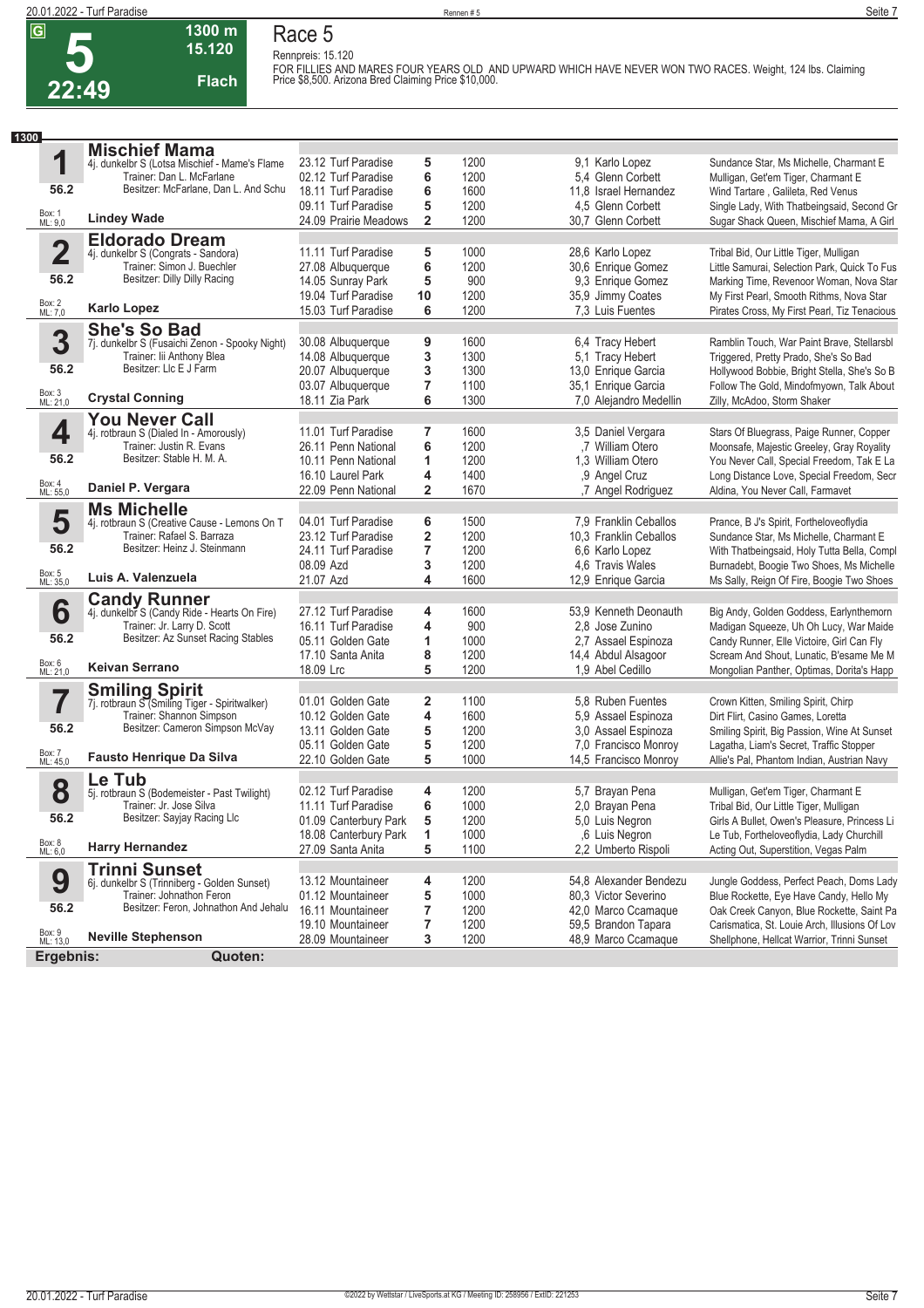# Race 5

**G** | **5** | **22:49** | **1300 m** | **15.120** | **Flach**

Rennpreis: 15.120

FOR FILLIES AND MARES FOUR YEARS OLD AND UPWARD WHICH HAVE NEVER WON TWO RACES. Weight, 124 lbs. Claiming Price $8,500. Arizona Bred Claiming Price $10,000.

**1300**

## 1 Mischief Mama

4j. dunkelbr S (Lotsa Mischief - Mame's Flame
Trainer: Dan L. McFarlane
Besitzer: McFarlane, Dan L. And Schu
56.2
Box: 1 ML: 9,0
**Lindey Wade**

| Datum | Bahn | Platz | Distanz | Quote | Jockey | Erste Drei |
|---|---|---|---|---|---|---|
| 23.12 | Turf Paradise | 5 | 1200 | 9,1 | Karlo Lopez | Sundance Star, Ms Michelle, Charmant E |
| 02.12 | Turf Paradise | 6 | 1200 | 5,4 | Glenn Corbett | Mulligan, Get'em Tiger, Charmant E |
| 18.11 | Turf Paradise | 6 | 1600 | 11,8 | Israel Hernandez | Wind Tartare , Galileta, Red Venus |
| 09.11 | Turf Paradise | 5 | 1200 | 4,5 | Glenn Corbett | Single Lady, With Thatbeingsaid, Second Gr |
| 24.09 | Prairie Meadows | 2 | 1200 | 30,7 | Glenn Corbett | Sugar Shack Queen, Mischief Mama, A Girl |

## 2 Eldorado Dream

4j. dunkelbr S (Congrats - Sandora)
Trainer: Simon J. Buechler
Besitzer: Dilly Dilly Racing
56.2
Box: 2 ML: 7,0
**Karlo Lopez**

| Datum | Bahn | Platz | Distanz | Quote | Jockey | Erste Drei |
|---|---|---|---|---|---|---|
| 11.11 | Turf Paradise | 5 | 1000 | 28,6 | Karlo Lopez | Tribal Bid, Our Little Tiger, Mulligan |
| 27.08 | Albuquerque | 6 | 1200 | 30,6 | Enrique Gomez | Little Samurai, Selection Park, Quick To Fus |
| 14.05 | Sunray Park | 5 | 900 | 9,3 | Enrique Gomez | Marking Time, Revenoor Woman, Nova Star |
| 19.04 | Turf Paradise | 10 | 1200 | 35,9 | Jimmy Coates | My First Pearl, Smooth Rithms, Nova Star |
| 15.03 | Turf Paradise | 6 | 1200 | 7,3 | Luis Fuentes | Pirates Cross, My First Pearl, Tiz Tenacious |

## 3 She's So Bad

7j. dunkelbr S (Fusaichi Zenon - Spooky Night)
Trainer: Iii Anthony Blea
Besitzer: Llc E J Farm
56.2
Box: 3 ML: 21,0
**Crystal Conning**

| Datum | Bahn | Platz | Distanz | Quote | Jockey | Erste Drei |
|---|---|---|---|---|---|---|
| 30.08 | Albuquerque | 9 | 1600 | 6,4 | Tracy Hebert | Ramblin Touch, War Paint Brave, Stellarsbl |
| 14.08 | Albuquerque | 3 | 1300 | 5,1 | Tracy Hebert | Triggered, Pretty Prado, She's So Bad |
| 20.07 | Albuquerque | 3 | 1300 | 13,0 | Enrique Garcia | Hollywood Bobbie, Bright Stella, She's So B |
| 03.07 | Albuquerque | 7 | 1100 | 35,1 | Enrique Garcia | Follow The Gold, Mindofmyown, Talk About |
| 18.11 | Zia Park | 6 | 1300 | 7,0 | Alejandro Medellin | Zilly, McAdoo, Storm Shaker |

## 4 You Never Call

4j. rotbraun S (Dialed In - Amorously)
Trainer: Justin R. Evans
Besitzer: Stable H. M. A.
56.2
Box: 4 ML: 55,0
**Daniel P. Vergara**

| Datum | Bahn | Platz | Distanz | Quote | Jockey | Erste Drei |
|---|---|---|---|---|---|---|
| 11.01 | Turf Paradise | 7 | 1600 | 3,5 | Daniel Vergara | Stars Of Bluegrass, Paige Runner, Copper |
| 26.11 | Penn National | 6 | 1200 | ,7 | William Otero | Moonsafe, Majestic Greeley, Gray Royality |
| 10.11 | Penn National | 1 | 1200 | 1,3 | William Otero | You Never Call, Special Freedom, Tak E La |
| 16.10 | Laurel Park | 4 | 1400 | ,9 | Angel Cruz | Long Distance Love, Special Freedom, Secr |
| 22.09 | Penn National | 2 | 1670 | ,7 | Angel Rodriguez | Aldina, You Never Call, Farmavet |

## 5 Ms Michelle

4j. rotbraun S (Creative Cause - Lemons On T
Trainer: Rafael S. Barraza
Besitzer: Heinz J. Steinmann
56.2
Box: 5 ML: 35,0
**Luis A. Valenzuela**

| Datum | Bahn | Platz | Distanz | Quote | Jockey | Erste Drei |
|---|---|---|---|---|---|---|
| 04.01 | Turf Paradise | 6 | 1500 | 7,9 | Franklin Ceballos | Prance, B J's Spirit, Fortheloveoflydia |
| 23.12 | Turf Paradise | 2 | 1200 | 10,3 | Franklin Ceballos | Sundance Star, Ms Michelle, Charmant E |
| 24.11 | Turf Paradise | 7 | 1200 | 6,6 | Karlo Lopez | With Thatbeingsaid, Holy Tutta Bella, Compl |
| 08.09 | Azd | 3 | 1200 | 4,6 | Travis Wales | Burnadebt, Boogie Two Shoes, Ms Michelle |
| 21.07 | Azd | 4 | 1600 | 12,9 | Enrique Garcia | Ms Sally, Reign Of Fire, Boogie Two Shoes |

## 6 Candy Runner

4j. dunkelbr S (Candy Ride - Hearts On Fire)
Trainer: Jr. Larry D. Scott
Besitzer: Az Sunset Racing Stables
56.2
Box: 6 ML: 21,0
**Keivan Serrano**

| Datum | Bahn | Platz | Distanz | Quote | Jockey | Erste Drei |
|---|---|---|---|---|---|---|
| 27.12 | Turf Paradise | 4 | 1600 | 53,9 | Kenneth Deonauth | Big Andy, Golden Goddess, Earlynthemorn |
| 16.11 | Turf Paradise | 4 | 900 | 2,8 | Jose Zunino | Madigan Squeeze, Uh Oh Lucy, War Maide |
| 05.11 | Golden Gate | 1 | 1000 | 2,7 | Assael Espinoza | Candy Runner, Elle Victoire, Girl Can Fly |
| 17.10 | Santa Anita | 8 | 1200 | 14,4 | Abdul Alsagoor | Scream And Shout, Lunatic, B'esame Me M |
| 18.09 | Lrc | 5 | 1200 | 1,9 | Abel Cedillo | Mongolian Panther, Optimas, Dorita's Happ |

## 7 Smiling Spirit

7j. rotbraun S (Smiling Tiger - Spiritwalker)
Trainer: Shannon Simpson
Besitzer: Cameron Simpson McVay
56.2
Box: 7 ML: 45,0
**Fausto Henrique Da Silva**

| Datum | Bahn | Platz | Distanz | Quote | Jockey | Erste Drei |
|---|---|---|---|---|---|---|
| 01.01 | Golden Gate | 2 | 1100 | 5,8 | Ruben Fuentes | Crown Kitten, Smiling Spirit, Chirp |
| 10.12 | Golden Gate | 4 | 1600 | 5,9 | Assael Espinoza | Dirt Flirt, Casino Games, Loretta |
| 13.11 | Golden Gate | 5 | 1200 | 3,0 | Assael Espinoza | Smiling Spirit, Big Passion, Wine At Sunset |
| 05.11 | Golden Gate | 5 | 1200 | 7,0 | Francisco Monroy | Lagatha, Liam's Secret, Traffic Stopper |
| 22.10 | Golden Gate | 5 | 1000 | 14,5 | Francisco Monroy | Allie's Pal, Phantom Indian, Austrian Navy |

## 8 Le Tub

5j. rotbraun S (Bodemeister - Past Twilight)
Trainer: Jr. Jose Silva
Besitzer: Sayjay Racing Llc
56.2
Box: 8 ML: 6,0
**Harry Hernandez**

| Datum | Bahn | Platz | Distanz | Quote | Jockey | Erste Drei |
|---|---|---|---|---|---|---|
| 02.12 | Turf Paradise | 4 | 1200 | 5,7 | Brayan Pena | Mulligan, Get'em Tiger, Charmant E |
| 11.11 | Turf Paradise | 6 | 1000 | 2,0 | Brayan Pena | Tribal Bid, Our Little Tiger, Mulligan |
| 01.09 | Canterbury Park | 5 | 1200 | 5,0 | Luis Negron | Girls A Bullet, Owen's Pleasure, Princess Li |
| 18.08 | Canterbury Park | 1 | 1000 | ,6 | Luis Negron | Le Tub, Fortheloveoflydia, Lady Churchill |
| 27.09 | Santa Anita | 5 | 1100 | 2,2 | Umberto Rispoli | Acting Out, Superstition, Vegas Palm |

## 9 Trinni Sunset

6j. dunkelbr S (Trinniberg - Golden Sunset)
Trainer: Johnathon Feron
Besitzer: Feron, Johnathon And Jehalu
56.2
Box: 9 ML: 13,0
**Neville Stephenson**

| Datum | Bahn | Platz | Distanz | Quote | Jockey | Erste Drei |
|---|---|---|---|---|---|---|
| 13.12 | Mountaineer | 4 | 1200 | 54,8 | Alexander Bendezu | Jungle Goddess, Perfect Peach, Doms Lady |
| 01.12 | Mountaineer | 5 | 1000 | 80,3 | Victor Severino | Blue Rockette, Eye Have Candy, Hello My |
| 16.11 | Mountaineer | 7 | 1200 | 42,0 | Marco Ccamaque | Oak Creek Canyon, Blue Rockette, Saint Pa |
| 19.10 | Mountaineer | 7 | 1200 | 59,5 | Brandon Tapara | Carismatica, St. Louie Arch, Illusions Of Lov |
| 28.09 | Mountaineer | 3 | 1200 | 48,9 | Marco Ccamaque | Shellphone, Hellcat Warrior, Trinni Sunset |

**Ergebnis:** **Quoten:**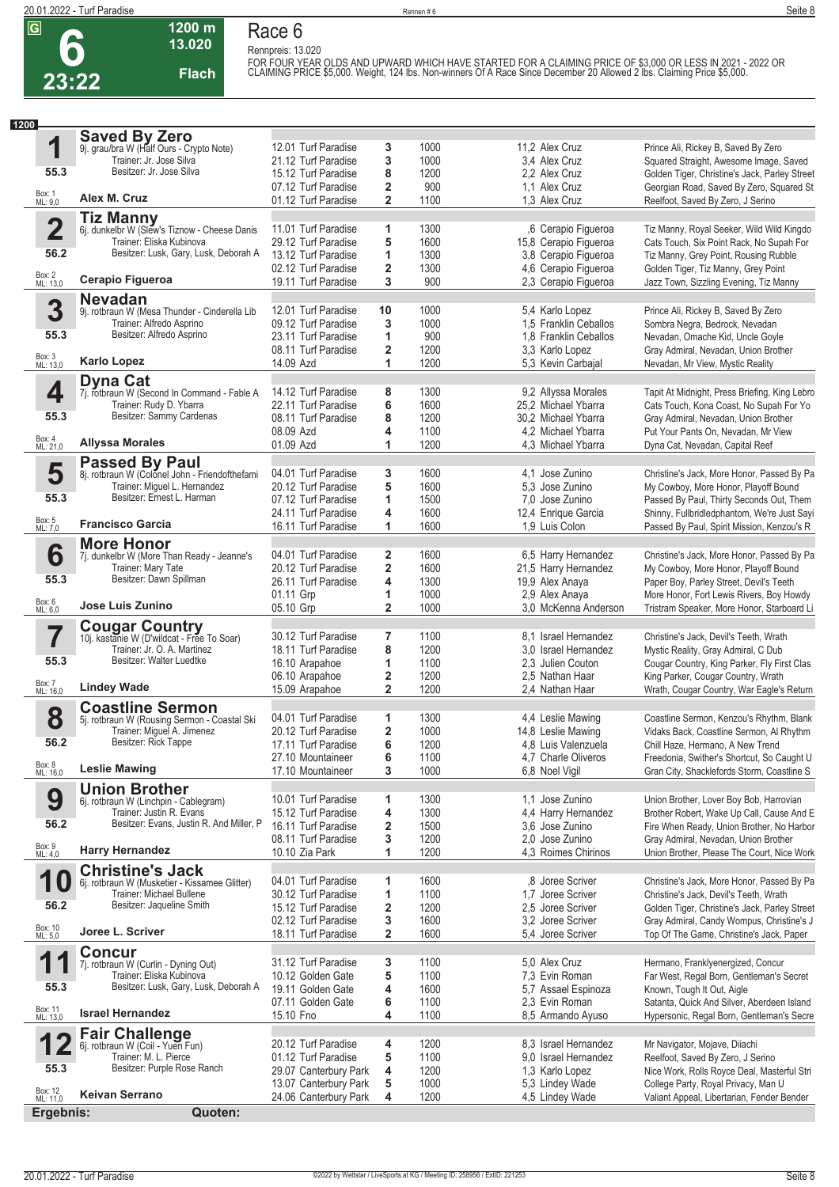# Race 6

**6** — 23:22 — 1200 m — 13.020 — Flach

Rennpreis: 13.020

FOR FOUR YEAR OLDS AND UPWARD WHICH HAVE STARTED FOR A CLAIMING PRICE OF $3,000 OR LESS IN 2021 - 2022 OR CLAIMING PRICE $5,000. Weight, 124 lbs. Non-winners Of A Race Since December 20 Allowed 2 lbs. Claiming Price $5,000.

**1200**

## 1 Saved By Zero
9j. grau/bra W (Half Ours - Crypto Note)
Trainer: Jr. Jose Silva
Besitzer: Jr. Jose Silva
55.3 — Box: 1 — ML: 9,0
**Alex M. Cruz**

| Datum | Bahn | Platz | Distanz | Quote | Jockey | Einlauf |
|---|---|---|---|---|---|---|
| 12.01 | Turf Paradise | 3 | 1000 | 11,2 | Alex Cruz | Prince Ali, Rickey B, Saved By Zero |
| 21.12 | Turf Paradise | 3 | 1000 | 3,4 | Alex Cruz | Squared Straight, Awesome Image, Saved |
| 15.12 | Turf Paradise | 8 | 1200 | 2,2 | Alex Cruz | Golden Tiger, Christine's Jack, Parley Street |
| 07.12 | Turf Paradise | 2 | 900 | 1,1 | Alex Cruz | Georgian Road, Saved By Zero, Squared St |
| 01.12 | Turf Paradise | 2 | 1100 | 1,3 | Alex Cruz | Reelfoot, Saved By Zero, J Serino |

## 2 Tiz Manny
6j. dunkelbr W (Slew's Tiznow - Cheese Danis
Trainer: Eliska Kubinova
Besitzer: Lusk, Gary, Lusk, Deborah A
56.2 — Box: 2 — ML: 13,0
**Cerapio Figueroa**

| Datum | Bahn | Platz | Distanz | Quote | Jockey | Einlauf |
|---|---|---|---|---|---|---|
| 11.01 | Turf Paradise | 1 | 1300 | ,6 | Cerapio Figueroa | Tiz Manny, Royal Seeker, Wild Wild Kingdo |
| 29.12 | Turf Paradise | 5 | 1600 | 15,8 | Cerapio Figueroa | Cats Touch, Six Point Rack, No Supah For |
| 13.12 | Turf Paradise | 1 | 1300 | 3,8 | Cerapio Figueroa | Tiz Manny, Grey Point, Rousing Rubble |
| 02.12 | Turf Paradise | 2 | 1300 | 4,6 | Cerapio Figueroa | Golden Tiger, Tiz Manny, Grey Point |
| 19.11 | Turf Paradise | 3 | 900 | 2,3 | Cerapio Figueroa | Jazz Town, Sizzling Evening, Tiz Manny |

## 3 Nevadan
9j. rotbraun W (Mesa Thunder - Cinderella Lib
Trainer: Alfredo Asprino
Besitzer: Alfredo Asprino
55.3 — Box: 3 — ML: 13,0
**Karlo Lopez**

| Datum | Bahn | Platz | Distanz | Quote | Jockey | Einlauf |
|---|---|---|---|---|---|---|
| 12.01 | Turf Paradise | 10 | 1000 | 5,4 | Karlo Lopez | Prince Ali, Rickey B, Saved By Zero |
| 09.12 | Turf Paradise | 3 | 1000 | 1,5 | Franklin Ceballos | Sombra Negra, Bedrock, Nevadan |
| 23.11 | Turf Paradise | 1 | 900 | 1,8 | Franklin Ceballos | Nevadan, Omache Kid, Uncle Goyle |
| 08.11 | Turf Paradise | 2 | 1200 | 3,3 | Karlo Lopez | Gray Admiral, Nevadan, Union Brother |
| 14.09 | Azd | 1 | 1200 | 5,3 | Kevin Carbajal | Nevadan, Mr View, Mystic Reality |

## 4 Dyna Cat
7j. rotbraun W (Second In Command - Fable A
Trainer: Rudy D. Ybarra
Besitzer: Sammy Cardenas
55.3 — Box: 4 — ML: 21,0
**Allyssa Morales**

| Datum | Bahn | Platz | Distanz | Quote | Jockey | Einlauf |
|---|---|---|---|---|---|---|
| 14.12 | Turf Paradise | 8 | 1300 | 9,2 | Allyssa Morales | Tapit At Midnight, Press Briefing, King Lebro |
| 22.11 | Turf Paradise | 6 | 1600 | 25,2 | Michael Ybarra | Cats Touch, Kona Coast, No Supah For Yo |
| 08.11 | Turf Paradise | 8 | 1200 | 30,2 | Michael Ybarra | Gray Admiral, Nevadan, Union Brother |
| 08.09 | Azd | 4 | 1100 | 4,2 | Michael Ybarra | Put Your Pants On, Nevadan, Mr View |
| 01.09 | Azd | 1 | 1200 | 4,3 | Michael Ybarra | Dyna Cat, Nevadan, Capital Reef |

## 5 Passed By Paul
8j. rotbraun W (Colonel John - Friendofthefami
Trainer: Miguel L. Hernandez
Besitzer: Ernest L. Harman
55.3 — Box: 5 — ML: 7,0
**Francisco Garcia**

| Datum | Bahn | Platz | Distanz | Quote | Jockey | Einlauf |
|---|---|---|---|---|---|---|
| 04.01 | Turf Paradise | 3 | 1600 | 4,1 | Jose Zunino | Christine's Jack, More Honor, Passed By Pa |
| 20.12 | Turf Paradise | 5 | 1600 | 5,3 | Jose Zunino | My Cowboy, More Honor, Playoff Bound |
| 07.12 | Turf Paradise | 1 | 1500 | 7,0 | Jose Zunino | Passed By Paul, Thirty Seconds Out, Them |
| 24.11 | Turf Paradise | 4 | 1600 | 12,4 | Enrique Garcia | Shinny, Fullbriddledphantom, We're Just Sayi |
| 16.11 | Turf Paradise | 1 | 1600 | 1,9 | Luis Colon | Passed By Paul, Spirit Mission, Kenzou's R |

## 6 More Honor
7j. dunkelbr W (More Than Ready - Jeanne's
Trainer: Mary Tate
Besitzer: Dawn Spillman
55.3 — Box: 6 — ML: 6,0
**Jose Luis Zunino**

| Datum | Bahn | Platz | Distanz | Quote | Jockey | Einlauf |
|---|---|---|---|---|---|---|
| 04.01 | Turf Paradise | 2 | 1600 | 6,5 | Harry Hernandez | Christine's Jack, More Honor, Passed By Pa |
| 20.12 | Turf Paradise | 2 | 1600 | 21,5 | Harry Hernandez | My Cowboy, More Honor, Playoff Bound |
| 26.11 | Turf Paradise | 4 | 1300 | 19,9 | Alex Anaya | Paper Boy, Parley Street, Devil's Teeth |
| 01.11 | Grp | 1 | 1000 | 2,9 | Alex Anaya | More Honor, Fort Lewis Rivers, Boy Howdy |
| 05.10 | Grp | 2 | 1000 | 3,0 | McKenna Anderson | Tristram Speaker, More Honor, Starboard Li |

## 7 Cougar Country
10j. kastanie W (D'wildcat - Free To Soar)
Trainer: Jr. O. A. Martinez
Besitzer: Walter Luedtke
55.3 — Box: 7 — ML: 16,0
**Lindey Wade**

| Datum | Bahn | Platz | Distanz | Quote | Jockey | Einlauf |
|---|---|---|---|---|---|---|
| 30.12 | Turf Paradise | 7 | 1100 | 8,1 | Israel Hernandez | Christine's Jack, Devil's Teeth, Wrath |
| 18.11 | Turf Paradise | 8 | 1200 | 3,0 | Israel Hernandez | Mystic Reality, Gray Admiral, C Dub |
| 16.10 | Arapahoe | 1 | 1100 | 2,3 | Julien Couton | Cougar Country, King Parker, Fly First Clas |
| 06.10 | Arapahoe | 2 | 1200 | 2,5 | Nathan Haar | King Parker, Cougar Country, Wrath |
| 15.09 | Arapahoe | 2 | 1200 | 2,4 | Nathan Haar | Wrath, Cougar Country, War Eagle's Return |

## 8 Coastline Sermon
5j. rotbraun W (Rousing Sermon - Coastal Ski
Trainer: Miguel A. Jimenez
Besitzer: Rick Tappe
56.2 — Box: 8 — ML: 16,0
**Leslie Mawing**

| Datum | Bahn | Platz | Distanz | Quote | Jockey | Einlauf |
|---|---|---|---|---|---|---|
| 04.01 | Turf Paradise | 1 | 1300 | 4,4 | Leslie Mawing | Coastline Sermon, Kenzou's Rhythm, Blank |
| 20.12 | Turf Paradise | 2 | 1000 | 14,8 | Leslie Mawing | Vidaks Back, Coastline Sermon, Al Rhythm |
| 17.11 | Turf Paradise | 6 | 1200 | 4,8 | Luis Valenzuela | Chill Haze, Hermano, A New Trend |
| 27.10 | Mountaineer | 6 | 1100 | 4,7 | Charle Oliveros | Freedonia, Swither's Shortcut, So Caught U |
| 17.10 | Mountaineer | 3 | 1000 | 6,8 | Noel Vigil | Gran City, Shacklefords Storm, Coastline S |

## 9 Union Brother
6j. rotbraun W (Linchpin - Cablegram)
Trainer: Justin R. Evans
Besitzer: Evans, Justin R. And Miller, P
56.2 — Box: 9 — ML: 4,0
**Harry Hernandez**

| Datum | Bahn | Platz | Distanz | Quote | Jockey | Einlauf |
|---|---|---|---|---|---|---|
| 10.01 | Turf Paradise | 1 | 1300 | 1,1 | Jose Zunino | Union Brother, Lover Boy Bob, Harrovian |
| 15.12 | Turf Paradise | 4 | 1300 | 4,4 | Harry Hernandez | Brother Robert, Wake Up Call, Cause And E |
| 16.11 | Turf Paradise | 2 | 1500 | 3,6 | Jose Zunino | Fire When Ready, Union Brother, No Harbor |
| 08.11 | Turf Paradise | 3 | 1200 | 2,0 | Jose Zunino | Gray Admiral, Nevadan, Union Brother |
| 10.10 | Zia Park | 1 | 1200 | 4,3 | Roimes Chirinos | Union Brother, Please The Court, Nice Work |

## 10 Christine's Jack
6j. rotbraun W (Musketier - Kissamee Glitter)
Trainer: Michael Bullene
Besitzer: Jaqueline Smith
56.2 — Box: 10 — ML: 5,0
**Joree L. Scriver**

| Datum | Bahn | Platz | Distanz | Quote | Jockey | Einlauf |
|---|---|---|---|---|---|---|
| 04.01 | Turf Paradise | 1 | 1600 | ,8 | Joree Scriver | Christine's Jack, More Honor, Passed By Pa |
| 30.12 | Turf Paradise | 1 | 1100 | 1,7 | Joree Scriver | Christine's Jack, Devil's Teeth, Wrath |
| 15.12 | Turf Paradise | 2 | 1200 | 2,5 | Joree Scriver | Golden Tiger, Christine's Jack, Parley Street |
| 02.12 | Turf Paradise | 3 | 1600 | 3,2 | Joree Scriver | Gray Admiral, Candy Wompus, Christine's J |
| 18.11 | Turf Paradise | 2 | 1600 | 5,4 | Joree Scriver | Top Of The Game, Christine's Jack, Paper |

## 11 Concur
7j. rotbraun W (Curlin - Dyning Out)
Trainer: Eliska Kubinova
Besitzer: Lusk, Gary, Lusk, Deborah A
55.3 — Box: 11 — ML: 13,0
**Israel Hernandez**

| Datum | Bahn | Platz | Distanz | Quote | Jockey | Einlauf |
|---|---|---|---|---|---|---|
| 31.12 | Turf Paradise | 3 | 1100 | 5,0 | Alex Cruz | Hermano, Franklyenergized, Concur |
| 10.12 | Golden Gate | 5 | 1100 | 7,3 | Evin Roman | Far West, Regal Born, Gentleman's Secret |
| 19.11 | Golden Gate | 4 | 1600 | 5,7 | Assael Espinoza | Known, Tough It Out, Aigle |
| 07.11 | Golden Gate | 6 | 1100 | 2,3 | Evin Roman | Satanta, Quick And Silver, Aberdeen Island |
| 15.10 | Fno | 4 | 1100 | 8,5 | Armando Ayuso | Hypersonic, Regal Born, Gentleman's Secre |

## 12 Fair Challenge
6j. rotbraun W (Coil - Yuen Fun)
Trainer: M. L. Pierce
Besitzer: Purple Rose Ranch
55.3 — Box: 12 — ML: 11,0
**Keivan Serrano**

| Datum | Bahn | Platz | Distanz | Quote | Jockey | Einlauf |
|---|---|---|---|---|---|---|
| 20.12 | Turf Paradise | 4 | 1200 | 8,3 | Israel Hernandez | Mr Navigator, Mojave, Diiachi |
| 01.12 | Turf Paradise | 5 | 1100 | 9,0 | Israel Hernandez | Reelfoot, Saved By Zero, J Serino |
| 29.07 | Canterbury Park | 4 | 1200 | 1,3 | Karlo Lopez | Nice Work, Rolls Royce Deal, Masterful Stri |
| 13.07 | Canterbury Park | 5 | 1000 | 5,3 | Lindey Wade | College Party, Royal Privacy, Man U |
| 24.06 | Canterbury Park | 4 | 1200 | 4,5 | Lindey Wade | Valiant Appeal, Libertarian, Fender Bender |

**Ergebnis:** **Quoten:**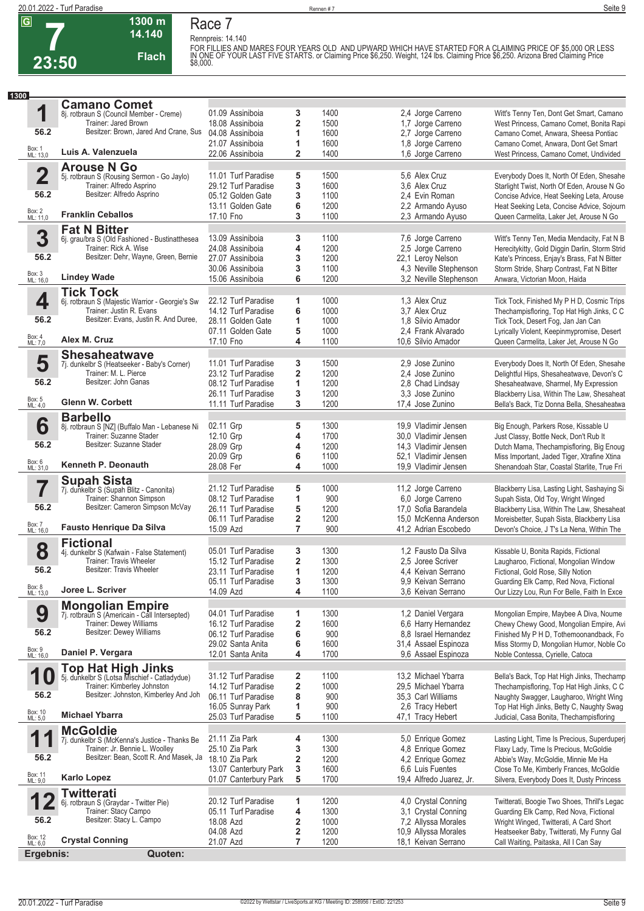# Race 7

**G** | **7** | **23:50** | **1300 m** | **14.140** | **Flach**

Rennpreis: 14.140

FOR FILLIES AND MARES FOUR YEARS OLD AND UPWARD WHICH HAVE STARTED FOR A CLAIMING PRICE OF $5,000 OR LESS IN ONE OF YOUR LAST FIVE STARTS. or Claiming Price $6,250. Weight, 124 lbs. Claiming Price $6,250. Arizona Bred Claiming Price $8,000.

**1300**

| Nr. | Pferd | Datum / Bahn | Platz | Distanz | Quote / Jockey | Einlauf |
|---|---|---|---|---|---|---|
| **1** | **Camano Comet** 8j. rotbraun S (Council Member - Creme) Trainer: Jared Brown Besitzer: Brown, Jared And Crane, Sus 56.2 Box: 1 ML: 13,0 **Luis A. Valenzuela** | 01.09 Assiniboia | 3 | 1400 | 2,4 Jorge Carreno | Witt's Tenny Ten, Dont Get Smart, Camano |
| | | 18.08 Assiniboia | 2 | 1500 | 1,7 Jorge Carreno | West Princess, Camano Comet, Bonita Rapi |
| | | 04.08 Assiniboia | 1 | 1600 | 2,7 Jorge Carreno | Camano Comet, Anwara, Sheesa Pontiac |
| | | 21.07 Assiniboia | 1 | 1600 | 1,8 Jorge Carreno | Camano Comet, Anwara, Dont Get Smart |
| | | 22.06 Assiniboia | 2 | 1400 | 1,6 Jorge Carreno | West Princess, Camano Comet, Undivided |
| **2** | **Arouse N Go** 5j. rotbraun S (Rousing Sermon - Go Jaylo) Trainer: Alfredo Asprino Besitzer: Alfredo Asprino 56.2 Box: 2 ML: 11,0 **Franklin Ceballos** | 11.01 Turf Paradise | 5 | 1500 | 5,6 Alex Cruz | Everybody Does It, North Of Eden, Shesahe |
| | | 29.12 Turf Paradise | 3 | 1600 | 3,6 Alex Cruz | Starlight Twist, North Of Eden, Arouse N Go |
| | | 05.12 Golden Gate | 3 | 1100 | 2,4 Evin Roman | Concise Advice, Heat Seeking Leta, Arouse |
| | | 13.11 Golden Gate | 6 | 1200 | 2,2 Armando Ayuso | Heat Seeking Leta, Concise Advice, Sojourn |
| | | 17.10 Fno | 3 | 1100 | 2,3 Armando Ayuso | Queen Carmelita, Laker Jet, Arouse N Go |
| **3** | **Fat N Bitter** 6j. grau/bra S (Old Fashioned - Bustinatthesea Trainer: Rick A. Wise Besitzer: Dehr, Wayne, Green, Bernie 56.2 Box: 3 ML: 16,0 **Lindey Wade** | 13.09 Assiniboia | 3 | 1100 | 7,6 Jorge Carreno | Witt's Tenny Ten, Media Mendacity, Fat N B |
| | | 24.08 Assiniboia | 4 | 1200 | 2,5 Jorge Carreno | Herecitykitty, Gold Diggin Darlin, Storm Strid |
| | | 27.07 Assiniboia | 3 | 1200 | 22,1 Leroy Nelson | Kate's Princess, Enjay's Brass, Fat N Bitter |
| | | 30.06 Assiniboia | 3 | 1100 | 4,3 Neville Stephenson | Storm Stride, Sharp Contrast, Fat N Bitter |
| | | 15.06 Assiniboia | 6 | 1200 | 3,2 Neville Stephenson | Anwara, Victorian Moon, Haida |
| **4** | **Tick Tock** 6j. rotbraun S (Majestic Warrior - Georgie's Sw Trainer: Justin R. Evans Besitzer: Evans, Justin R. And Duree, 56.2 Box: 4 ML: 7,0 **Alex M. Cruz** | 22.12 Turf Paradise | 1 | 1000 | 1,3 Alex Cruz | Tick Tock, Finished My P H D, Cosmic Trips |
| | | 14.12 Turf Paradise | 6 | 1000 | 3,7 Alex Cruz | Thechampisfloring, Top Hat High Jinks, C C |
| | | 28.11 Golden Gate | 1 | 1000 | 1,8 Silvio Amador | Tick Tock, Desert Fog, Jan Jan Can |
| | | 07.11 Golden Gate | 5 | 1000 | 2,4 Frank Alvarado | Lyrically Violent, Keepinmypromise, Desert |
| | | 17.10 Fno | 4 | 1100 | 10,6 Silvio Amador | Queen Carmelita, Laker Jet, Arouse N Go |
| **5** | **Shesaheatwave** 7j. dunkelbr S (Heatseeker - Baby's Corner) Trainer: M. L. Pierce Besitzer: John Ganas 56.2 Box: 5 ML: 4,0 **Glenn W. Corbett** | 11.01 Turf Paradise | 3 | 1500 | 2,9 Jose Zunino | Everybody Does It, North Of Eden, Shesahe |
| | | 23.12 Turf Paradise | 2 | 1200 | 2,4 Jose Zunino | Delightful Hips, Shesaheatwave, Devon's C |
| | | 08.12 Turf Paradise | 1 | 1200 | 2,8 Chad Lindsay | Shesaheatwave, Sharmel, My Expression |
| | | 26.11 Turf Paradise | 3 | 1200 | 3,3 Jose Zunino | Blackberry Lisa, Within The Law, Shesaheat |
| | | 11.11 Turf Paradise | 3 | 1200 | 17,4 Jose Zunino | Bella's Back, Tiz Donna Bella, Shesaheatwa |
| **6** | **Barbello** 8j. rotbraun S [NZ] (Buffalo Man - Lebanese Ni Trainer: Suzanne Stader Besitzer: Suzanne Stader 56.2 Box: 6 ML: 31,0 **Kenneth P. Deonauth** | 02.11 Grp | 5 | 1300 | 19,9 Vladimir Jensen | Big Enough, Parkers Rose, Kissable U |
| | | 12.10 Grp | 4 | 1700 | 30,0 Vladimir Jensen | Just Classy, Bottle Neck, Don't Rub It |
| | | 28.09 Grp | 4 | 1200 | 14,3 Vladimir Jensen | Dutch Mama, Thechampisfloring, Big Enoug |
| | | 20.09 Grp | 6 | 1100 | 52,1 Vladimir Jensen | Miss Important, Jaded Tiger, Xtrafine Xtina |
| | | 28.08 Fer | 4 | 1000 | 19,9 Vladimir Jensen | Shenandoah Star, Coastal Starlite, True Fri |
| **7** | **Supah Sista** 7j. dunkelbr S (Supah Blitz - Canonita) Trainer: Shannon Simpson Besitzer: Cameron Simpson McVay 56.2 Box: 7 ML: 16,0 **Fausto Henrique Da Silva** | 21.12 Turf Paradise | 5 | 1000 | 11,2 Jorge Carreno | Blackberry Lisa, Lasting Light, Sashaying Si |
| | | 08.12 Turf Paradise | 1 | 900 | 6,0 Jorge Carreno | Supah Sista, Old Toy, Wright Winged |
| | | 26.11 Turf Paradise | 5 | 1200 | 17,0 Sofia Barandela | Blackberry Lisa, Within The Law, Shesaheat |
| | | 06.11 Turf Paradise | 2 | 1200 | 15,0 McKenna Anderson | Moreisbetter, Supah Sista, Blackberry Lisa |
| | | 15.09 Azd | 7 | 900 | 41,2 Adrian Escobedo | Devon's Choice, J T's La Nena, Within The |
| **8** | **Fictional** 4j. dunkelbr S (Kafwain - False Statement) Trainer: Travis Wheeler Besitzer: Travis Wheeler 56.2 Box: 8 ML: 13,0 **Joree L. Scriver** | 05.01 Turf Paradise | 3 | 1300 | 1,2 Fausto Da Silva | Kissable U, Bonita Rapids, Fictional |
| | | 15.12 Turf Paradise | 2 | 1300 | 2,5 Joree Scriver | Laugharoo, Fictional, Mongolian Window |
| | | 23.11 Turf Paradise | 1 | 1200 | 4,4 Keivan Serrano | Fictional, Gold Rose, Silly Notion |
| | | 05.11 Turf Paradise | 3 | 1300 | 9,9 Keivan Serrano | Guarding Elk Camp, Red Nova, Fictional |
| | | 14.09 Azd | 4 | 1100 | 3,6 Keivan Serrano | Our Lizzy Lou, Run For Belle, Faith In Exce |
| **9** | **Mongolian Empire** 7j. rotbraun S (Americain - Call Intersected) Trainer: Dewey Williams Besitzer: Dewey Williams 56.2 Box: 9 ML: 16,0 **Daniel P. Vergara** | 04.01 Turf Paradise | 1 | 1300 | 1,2 Daniel Vergara | Mongolian Empire, Maybee A Diva, Noume |
| | | 16.12 Turf Paradise | 2 | 1600 | 6,6 Harry Hernandez | Chewy Chewy Good, Mongolian Empire, Avi |
| | | 06.12 Turf Paradise | 6 | 900 | 8,8 Israel Hernandez | Finished My P H D, Tothemoonandback, Fo |
| | | 29.02 Santa Anita | 6 | 1600 | 31,4 Assael Espinoza | Miss Stormy D, Mongolian Humor, Noble Co |
| | | 12.01 Santa Anita | 4 | 1700 | 9,6 Assael Espinoza | Noble Contessa, Cyrielle, Catoca |
| **10** | **Top Hat High Jinks** 5j. dunkelbr S (Lotsa Mischief - Catladydue) Trainer: Kimberley Johnston Besitzer: Johnston, Kimberley And Joh 56.2 Box: 10 ML: 5,0 **Michael Ybarra** | 31.12 Turf Paradise | 2 | 1100 | 13,2 Michael Ybarra | Bella's Back, Top Hat High Jinks, Thechamp |
| | | 14.12 Turf Paradise | 2 | 1000 | 29,5 Michael Ybarra | Thechampisfloring, Top Hat High Jinks, C C |
| | | 06.11 Turf Paradise | 8 | 900 | 35,3 Carl Williams | Naughty Swagger, Laugharoo, Wright Wing |
| | | 16.05 Sunray Park | 1 | 900 | 2,6 Tracy Hebert | Top Hat High Jinks, Betty C, Naughty Swag |
| | | 25.03 Turf Paradise | 5 | 1100 | 47,1 Tracy Hebert | Judicial, Casa Bonita, Thechampisfloring |
| **11** | **McGoldie** 7j. dunkelbr S (McKenna's Justice - Thanks Be Trainer: Jr. Bennie L. Woolley Besitzer: Bean, Scott R. And Masek, Ja 56.2 Box: 11 ML: 9,0 **Karlo Lopez** | 21.11 Zia Park | 4 | 1300 | 5,0 Enrique Gomez | Lasting Light, Time Is Precious, Superduperj |
| | | 25.10 Zia Park | 3 | 1300 | 4,8 Enrique Gomez | Flaxy Lady, Time Is Precious, McGoldie |
| | | 18.10 Zia Park | 2 | 1200 | 4,2 Enrique Gomez | Abbie's Way, McGoldie, Minnie Me Ha |
| | | 13.07 Canterbury Park | 3 | 1600 | 6,6 Luis Fuentes | Close To Me, Kimberly Frances, McGoldie |
| | | 01.07 Canterbury Park | 5 | 1700 | 19,4 Alfredo Juarez, Jr. | Silvera, Everybody Does It, Dusty Princess |
| **12** | **Twitterati** 6j. rotbraun S (Graydar - Twitter Pie) Trainer: Stacy Campo Besitzer: Stacy L. Campo 56.2 Box: 12 ML: 6,0 **Crystal Conning** | 20.12 Turf Paradise | 1 | 1200 | 4,0 Crystal Conning | Twitterati, Boogie Two Shoes, Thrill's Legac |
| | | 05.11 Turf Paradise | 4 | 1300 | 3,1 Crystal Conning | Guarding Elk Camp, Red Nova, Fictional |
| | | 18.08 Azd | 2 | 1000 | 7,2 Allyssa Morales | Wright Winged, Twitterati, A Card Short |
| | | 04.08 Azd | 2 | 1200 | 10,9 Allyssa Morales | Heatseeker Baby, Twitterati, My Funny Gal |
| | | 21.07 Azd | 7 | 1200 | 18,1 Keivan Serrano | Call Waiting, Paitaska, All I Can Say |

**Ergebnis:** **Quoten:**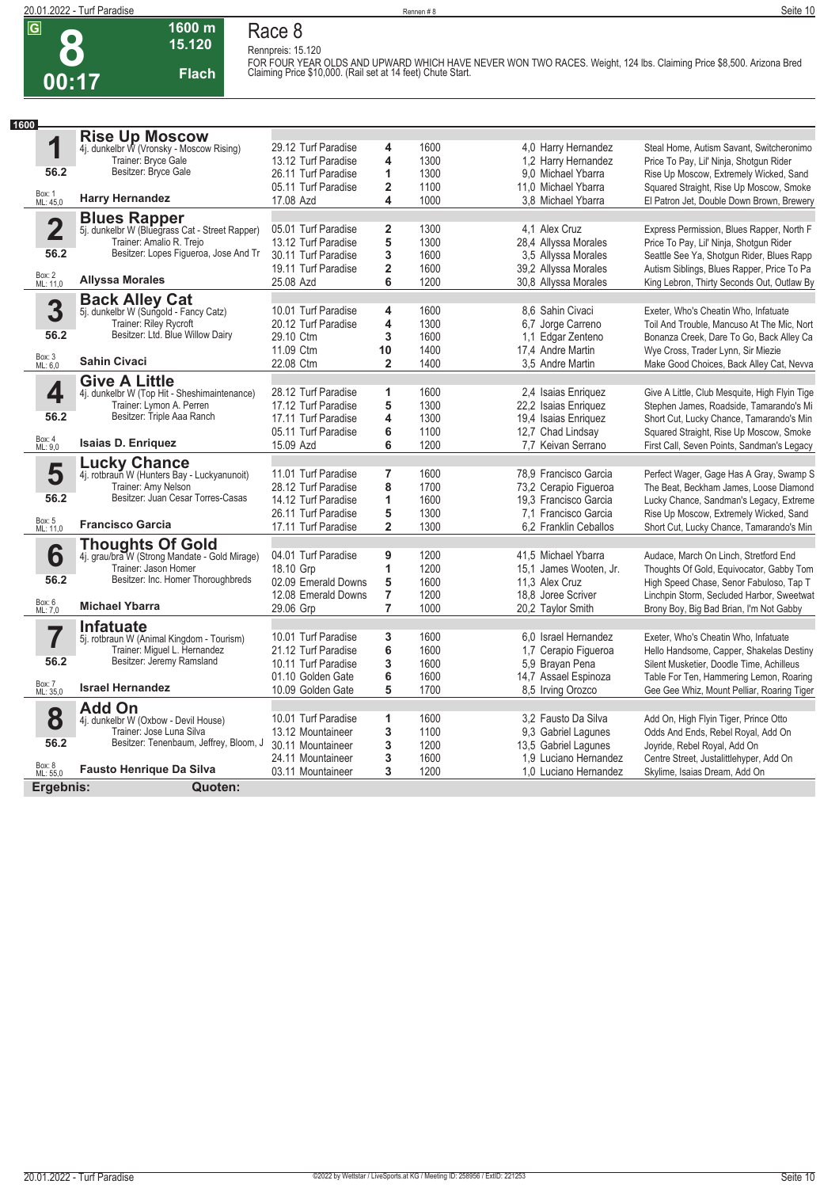# 8

G

00:17

1600 m
15.120
Flach

## Race 8

Rennpreis: 15.120

FOR FOUR YEAR OLDS AND UPWARD WHICH HAVE NEVER WON TWO RACES. Weight, 124 lbs. Claiming Price $8,500. Arizona Bred Claiming Price $10,000. (Rail set at 14 feet) Chute Start.

1600

| | | | | | | | |
|---|---|---|---|---|---|---|---|
| **1** | **Rise Up Moscow** 4j. dunkelbr W (Vronsky - Moscow Rising) | 29.12 Turf Paradise | 4 | 1600 | 4,0 | Harry Hernandez | Steal Home, Autism Savant, Switcheronimo |
| 56.2 | Trainer: Bryce Gale | 13.12 Turf Paradise | 4 | 1300 | 1,2 | Harry Hernandez | Price To Pay, Lil' Ninja, Shotgun Rider |
| | Besitzer: Bryce Gale | 26.11 Turf Paradise | 1 | 1300 | 9,0 | Michael Ybarra | Rise Up Moscow, Extremely Wicked, Sand |
| Box: 1 ML: 45,0 | | 05.11 Turf Paradise | 2 | 1100 | 11,0 | Michael Ybarra | Squared Straight, Rise Up Moscow, Smoke |
| | **Harry Hernandez** | 17.08 Azd | 4 | 1000 | 3,8 | Michael Ybarra | El Patron Jet, Double Down Brown, Brewery |
| **2** | **Blues Rapper** 5j. dunkelbr W (Bluegrass Cat - Street Rapper) | 05.01 Turf Paradise | 2 | 1300 | 4,1 | Alex Cruz | Express Permission, Blues Rapper, North F |
| 56.2 | Trainer: Amalio R. Trejo | 13.12 Turf Paradise | 5 | 1300 | 28,4 | Allyssa Morales | Price To Pay, Lil' Ninja, Shotgun Rider |
| | Besitzer: Lopes Figueroa, Jose And Tr | 30.11 Turf Paradise | 3 | 1600 | 3,5 | Allyssa Morales | Seattle See Ya, Shotgun Rider, Blues Rapp |
| Box: 2 ML: 11,0 | | 19.11 Turf Paradise | 2 | 1600 | 39,2 | Allyssa Morales | Autism Siblings, Blues Rapper, Price To Pa |
| | **Allyssa Morales** | 25.08 Azd | 6 | 1200 | 30,8 | Allyssa Morales | King Lebron, Thirty Seconds Out, Outlaw By |
| **3** | **Back Alley Cat** 5j. dunkelbr W (Sungold - Fancy Catz) | 10.01 Turf Paradise | 4 | 1600 | 8,6 | Sahin Civaci | Exeter, Who's Cheatin Who, Infatuate |
| 56.2 | Trainer: Riley Rycroft | 20.12 Turf Paradise | 4 | 1300 | 6,7 | Jorge Carreno | Toil And Trouble, Mancuso At The Mic, Nort |
| | Besitzer: Ltd. Blue Willow Dairy | 29.10 Ctm | 3 | 1600 | 1,1 | Edgar Zenteno | Bonanza Creek, Dare To Go, Back Alley Ca |
| Box: 3 ML: 6,0 | | 11.09 Ctm | 10 | 1400 | 17,4 | Andre Martin | Wye Cross, Trader Lynn, Sir Miezie |
| | **Sahin Civaci** | 22.08 Ctm | 2 | 1400 | 3,5 | Andre Martin | Make Good Choices, Back Alley Cat, Nevva |
| **4** | **Give A Little** 4j. dunkelbr W (Top Hit - Sheshimaintenance) | 28.12 Turf Paradise | 1 | 1600 | 2,4 | Isaias Enriquez | Give A Little, Club Mesquite, High Flyin Tige |
| 56.2 | Trainer: Lymon A. Perren | 17.12 Turf Paradise | 5 | 1300 | 22,2 | Isaias Enriquez | Stephen James, Roadside, Tamarando's Mi |
| | Besitzer: Triple Aaa Ranch | 17.11 Turf Paradise | 4 | 1300 | 19,4 | Isaias Enriquez | Short Cut, Lucky Chance, Tamarando's Min |
| Box: 4 ML: 9,0 | | 05.11 Turf Paradise | 6 | 1100 | 12,7 | Chad Lindsay | Squared Straight, Rise Up Moscow, Smoke |
| | **Isaias D. Enriquez** | 15.09 Azd | 6 | 1200 | 7,7 | Keivan Serrano | First Call, Seven Points, Sandman's Legacy |
| **5** | **Lucky Chance** 4j. rotbraun W (Hunters Bay - Luckyanunoit) | 11.01 Turf Paradise | 7 | 1600 | 78,9 | Francisco Garcia | Perfect Wager, Gage Has A Gray, Swamp S |
| 56.2 | Trainer: Amy Nelson | 28.12 Turf Paradise | 8 | 1700 | 73,2 | Cerapio Figueroa | The Beat, Beckham James, Loose Diamond |
| | Besitzer: Juan Cesar Torres-Casas | 14.12 Turf Paradise | 1 | 1600 | 19,3 | Francisco Garcia | Lucky Chance, Sandman's Legacy, Extreme |
| Box: 5 ML: 11,0 | | 26.11 Turf Paradise | 5 | 1300 | 7,1 | Francisco Garcia | Rise Up Moscow, Extremely Wicked, Sand |
| | **Francisco Garcia** | 17.11 Turf Paradise | 2 | 1300 | 6,2 | Franklin Ceballos | Short Cut, Lucky Chance, Tamarando's Min |
| **6** | **Thoughts Of Gold** 4j. grau/bra W (Strong Mandate - Gold Mirage) | 04.01 Turf Paradise | 9 | 1200 | 41,5 | Michael Ybarra | Audace, March On Linch, Stretford End |
| 56.2 | Trainer: Jason Homer | 18.10 Grp | 1 | 1200 | 15,1 | James Wooten, Jr. | Thoughts Of Gold, Equivocator, Gabby Tom |
| | Besitzer: Inc. Homer Thoroughbreds | 02.09 Emerald Downs | 5 | 1600 | 11,3 | Alex Cruz | High Speed Chase, Senor Fabuloso, Tap T |
| Box: 6 ML: 7,0 | | 12.08 Emerald Downs | 7 | 1200 | 18,8 | Joree Scriver | Linchpin Storm, Secluded Harbor, Sweetwat |
| | **Michael Ybarra** | 29.06 Grp | 7 | 1000 | 20,2 | Taylor Smith | Brony Boy, Big Bad Brian, I'm Not Gabby |
| **7** | **Infatuate** 5j. rotbraun W (Animal Kingdom - Tourism) | 10.01 Turf Paradise | 3 | 1600 | 6,0 | Israel Hernandez | Exeter, Who's Cheatin Who, Infatuate |
| 56.2 | Trainer: Miguel L. Hernandez | 21.12 Turf Paradise | 6 | 1600 | 1,7 | Cerapio Figueroa | Hello Handsome, Capper, Shakelas Destiny |
| | Besitzer: Jeremy Ramsland | 10.11 Turf Paradise | 3 | 1600 | 5,9 | Brayan Pena | Silent Musketier, Doodle Time, Achilleus |
| Box: 7 ML: 35,0 | | 01.10 Golden Gate | 6 | 1600 | 14,7 | Assael Espinoza | Table For Ten, Hammering Lemon, Roaring |
| | **Israel Hernandez** | 10.09 Golden Gate | 5 | 1700 | 8,5 | Irving Orozco | Gee Gee Whiz, Mount Pelliar, Roaring Tiger |
| **8** | **Add On** 4j. dunkelbr W (Oxbow - Devil House) | 10.01 Turf Paradise | 1 | 1600 | 3,2 | Fausto Da Silva | Add On, High Flyin Tiger, Prince Otto |
| 56.2 | Trainer: Jose Luna Silva | 13.12 Mountaineer | 3 | 1100 | 9,3 | Gabriel Lagunes | Odds And Ends, Rebel Royal, Add On |
| | Besitzer: Tenenbaum, Jeffrey, Bloom, J | 30.11 Mountaineer | 3 | 1200 | 13,5 | Gabriel Lagunes | Joyride, Rebel Royal, Add On |
| Box: 8 ML: 55,0 | | 24.11 Mountaineer | 3 | 1600 | 1,9 | Luciano Hernandez | Centre Street, Justalittlehyper, Add On |
| | **Fausto Henrique Da Silva** | 03.11 Mountaineer | 3 | 1200 | 1,0 | Luciano Hernandez | Skylime, Isaias Dream, Add On |

**Ergebnis:** **Quoten:**